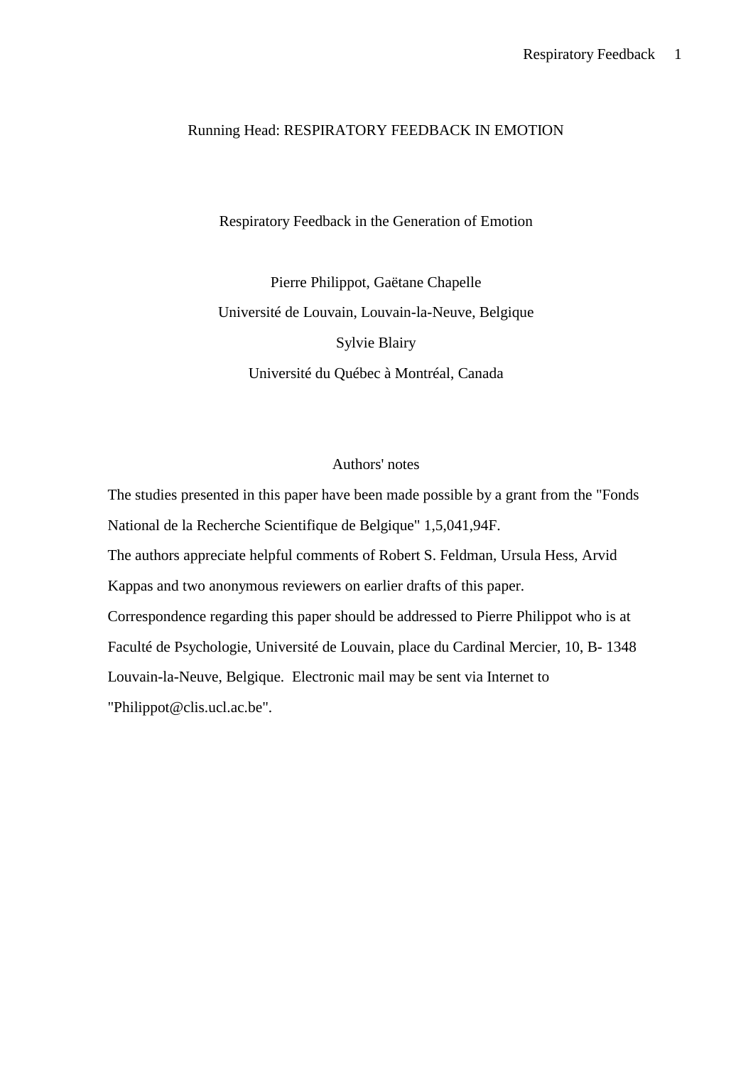Running Head: RESPIRATORY FEEDBACK IN EMOTION

# Respiratory Feedback in the Generation of Emotion

Pierre Philippot, Gaëtane Chapelle

Université de Louvain, Louvain-la-Neuve, Belgique

Sylvie Blairy

Université du Québec à Montréal, Canada

## Authors' notes

The studies presented in this paper have been made possible by a grant from the "Fonds National de la Recherche Scientifique de Belgique" 1,5,041,94F.

The authors appreciate helpful comments of Robert S. Feldman, Ursula Hess, Arvid Kappas and two anonymous reviewers on earlier drafts of this paper.

Correspondence regarding this paper should be addressed to Pierre Philippot who is at Faculté de Psychologie, Université de Louvain, place du Cardinal Mercier, 10, B- 1348 Louvain-la-Neuve, Belgique. Electronic mail may be sent via Internet to "Philippot@clis.ucl.ac.be".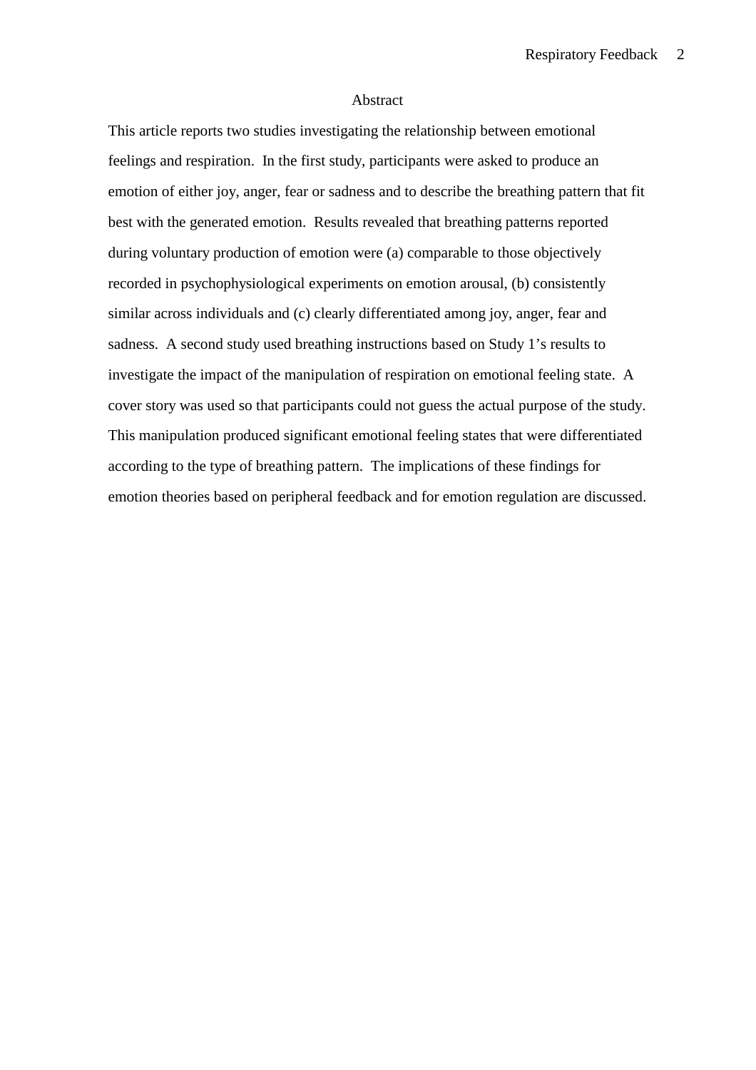# Abstract

This article reports two studies investigating the relationship between emotional feelings and respiration. In the first study, participants were asked to produce an emotion of either joy, anger, fear or sadness and to describe the breathing pattern that fit best with the generated emotion. Results revealed that breathing patterns reported during voluntary production of emotion were (a) comparable to those objectively recorded in psychophysiological experiments on emotion arousal, (b) consistently similar across individuals and (c) clearly differentiated among joy, anger, fear and sadness. A second study used breathing instructions based on Study 1's results to investigate the impact of the manipulation of respiration on emotional feeling state. A cover story was used so that participants could not guess the actual purpose of the study. This manipulation produced significant emotional feeling states that were differentiated according to the type of breathing pattern. The implications of these findings for emotion theories based on peripheral feedback and for emotion regulation are discussed.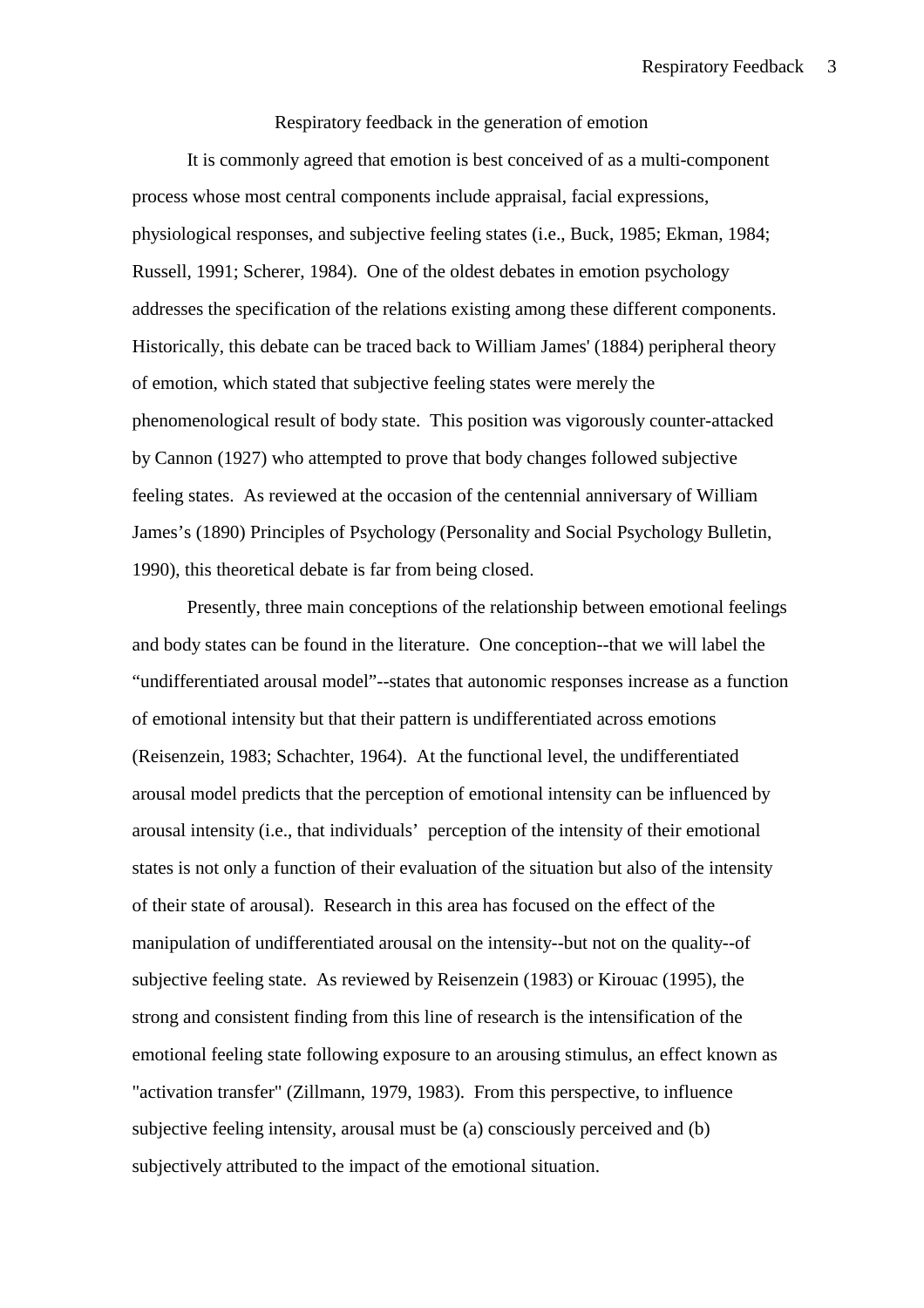# Respiratory feedback in the generation of emotion

It is commonly agreed that emotion is best conceived of as a multi-component process whose most central components include appraisal, facial expressions, physiological responses, and subjective feeling states (i.e., Buck, 1985; Ekman, 1984; Russell, 1991; Scherer, 1984). One of the oldest debates in emotion psychology addresses the specification of the relations existing among these different components. Historically, this debate can be traced back to William James' (1884) peripheral theory of emotion, which stated that subjective feeling states were merely the phenomenological result of body state. This position was vigorously counter-attacked by Cannon (1927) who attempted to prove that body changes followed subjective feeling states. As reviewed at the occasion of the centennial anniversary of William James's (1890) Principles of Psychology (Personality and Social Psychology Bulletin, 1990), this theoretical debate is far from being closed.

Presently, three main conceptions of the relationship between emotional feelings and body states can be found in the literature. One conception--that we will label the "undifferentiated arousal model"--states that autonomic responses increase as a function of emotional intensity but that their pattern is undifferentiated across emotions (Reisenzein, 1983; Schachter, 1964). At the functional level, the undifferentiated arousal model predicts that the perception of emotional intensity can be influenced by arousal intensity (i.e., that individuals' perception of the intensity of their emotional states is not only a function of their evaluation of the situation but also of the intensity of their state of arousal). Research in this area has focused on the effect of the manipulation of undifferentiated arousal on the intensity--but not on the quality--of subjective feeling state. As reviewed by Reisenzein (1983) or Kirouac (1995), the strong and consistent finding from this line of research is the intensification of the emotional feeling state following exposure to an arousing stimulus, an effect known as "activation transfer" (Zillmann, 1979, 1983). From this perspective, to influence subjective feeling intensity, arousal must be (a) consciously perceived and (b) subjectively attributed to the impact of the emotional situation.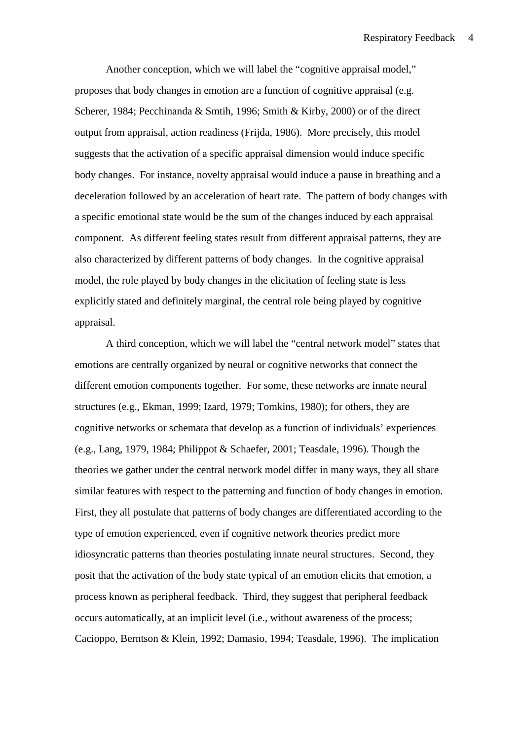Another conception, which we will label the "cognitive appraisal model," proposes that body changes in emotion are a function of cognitive appraisal (e.g. Scherer, 1984; Pecchinanda & Smtih, 1996; Smith & Kirby, 2000) or of the direct output from appraisal, action readiness (Frijda, 1986). More precisely, this model suggests that the activation of a specific appraisal dimension would induce specific body changes. For instance, novelty appraisal would induce a pause in breathing and a deceleration followed by an acceleration of heart rate. The pattern of body changes with a specific emotional state would be the sum of the changes induced by each appraisal component. As different feeling states result from different appraisal patterns, they are also characterized by different patterns of body changes. In the cognitive appraisal model, the role played by body changes in the elicitation of feeling state is less explicitly stated and definitely marginal, the central role being played by cognitive appraisal.

A third conception, which we will label the "central network model" states that emotions are centrally organized by neural or cognitive networks that connect the different emotion components together. For some, these networks are innate neural structures (e.g., Ekman, 1999; Izard, 1979; Tomkins, 1980); for others, they are cognitive networks or schemata that develop as a function of individuals' experiences (e.g., Lang, 1979, 1984; Philippot & Schaefer, 2001; Teasdale, 1996). Though the theories we gather under the central network model differ in many ways, they all share similar features with respect to the patterning and function of body changes in emotion. First, they all postulate that patterns of body changes are differentiated according to the type of emotion experienced, even if cognitive network theories predict more idiosyncratic patterns than theories postulating innate neural structures. Second, they posit that the activation of the body state typical of an emotion elicits that emotion, a process known as peripheral feedback. Third, they suggest that peripheral feedback occurs automatically, at an implicit level (i.e., without awareness of the process; Cacioppo, Berntson & Klein, 1992; Damasio, 1994; Teasdale, 1996). The implication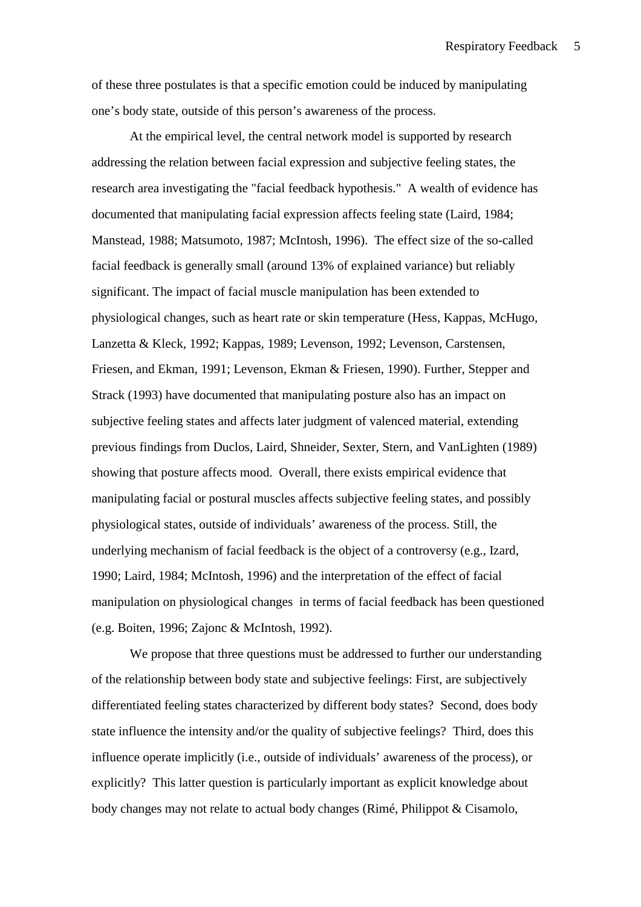of these three postulates is that a specific emotion could be induced by manipulating one's body state, outside of this person's awareness of the process.

At the empirical level, the central network model is supported by research addressing the relation between facial expression and subjective feeling states, the research area investigating the "facial feedback hypothesis." A wealth of evidence has documented that manipulating facial expression affects feeling state (Laird, 1984; Manstead, 1988; Matsumoto, 1987; McIntosh, 1996). The effect size of the so-called facial feedback is generally small (around 13% of explained variance) but reliably significant. The impact of facial muscle manipulation has been extended to physiological changes, such as heart rate or skin temperature (Hess, Kappas, McHugo, Lanzetta & Kleck, 1992; Kappas, 1989; Levenson, 1992; Levenson, Carstensen, Friesen, and Ekman, 1991; Levenson, Ekman & Friesen, 1990). Further, Stepper and Strack (1993) have documented that manipulating posture also has an impact on subjective feeling states and affects later judgment of valenced material, extending previous findings from Duclos, Laird, Shneider, Sexter, Stern, and VanLighten (1989) showing that posture affects mood. Overall, there exists empirical evidence that manipulating facial or postural muscles affects subjective feeling states, and possibly physiological states, outside of individuals' awareness of the process. Still, the underlying mechanism of facial feedback is the object of a controversy (e.g., Izard, 1990; Laird, 1984; McIntosh, 1996) and the interpretation of the effect of facial manipulation on physiological changes in terms of facial feedback has been questioned (e.g. Boiten, 1996; Zajonc & McIntosh, 1992).

We propose that three questions must be addressed to further our understanding of the relationship between body state and subjective feelings: First, are subjectively differentiated feeling states characterized by different body states? Second, does body state influence the intensity and/or the quality of subjective feelings? Third, does this influence operate implicitly (i.e., outside of individuals' awareness of the process), or explicitly? This latter question is particularly important as explicit knowledge about body changes may not relate to actual body changes (Rimé, Philippot & Cisamolo,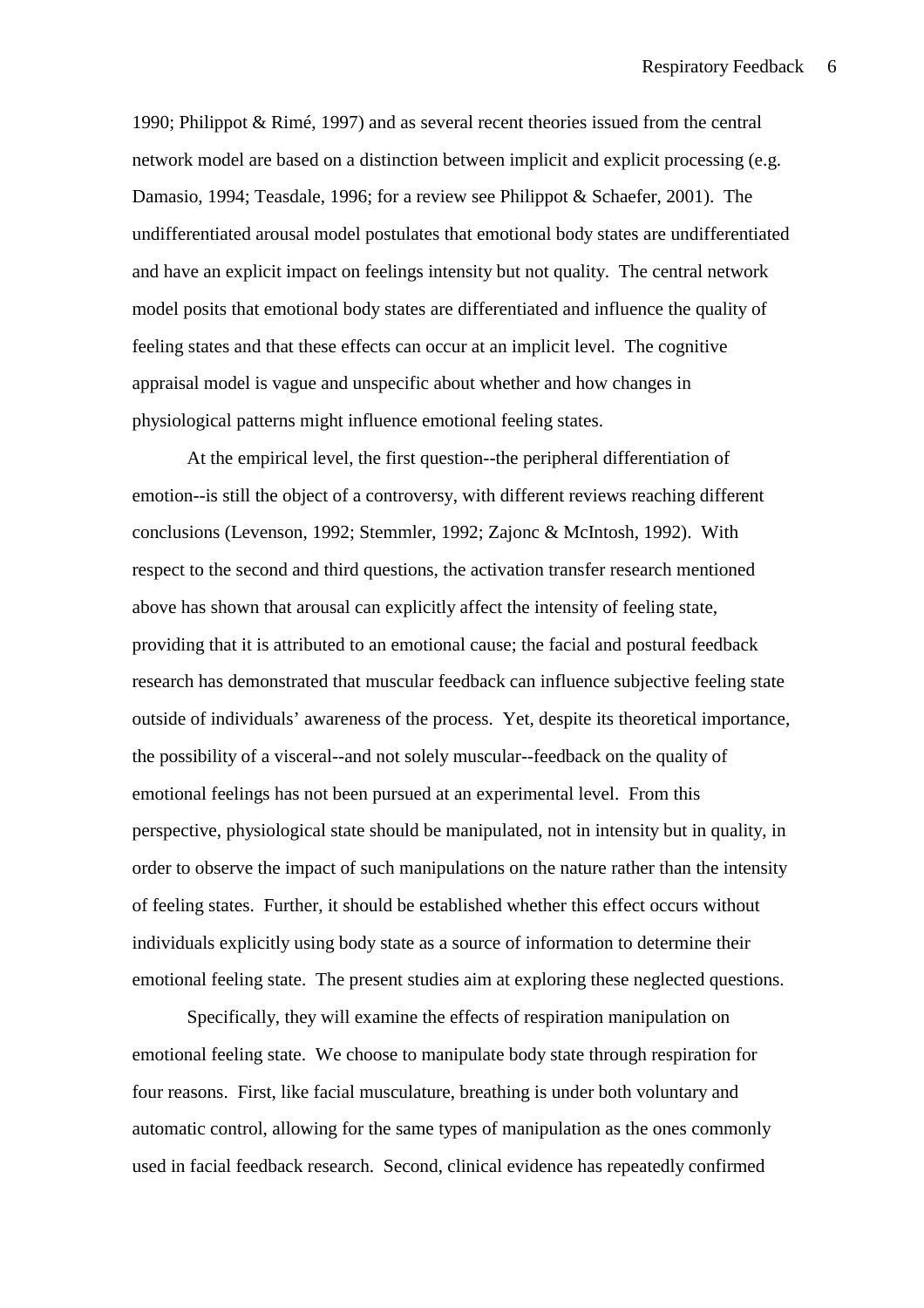1990; Philippot & Rimé, 1997) and as several recent theories issued from the central network model are based on a distinction between implicit and explicit processing (e.g. Damasio, 1994; Teasdale, 1996; for a review see Philippot & Schaefer, 2001). The undifferentiated arousal model postulates that emotional body states are undifferentiated and have an explicit impact on feelings intensity but not quality. The central network model posits that emotional body states are differentiated and influence the quality of feeling states and that these effects can occur at an implicit level. The cognitive appraisal model is vague and unspecific about whether and how changes in physiological patterns might influence emotional feeling states.

At the empirical level, the first question--the peripheral differentiation of emotion--is still the object of a controversy, with different reviews reaching different conclusions (Levenson, 1992; Stemmler, 1992; Zajonc & McIntosh, 1992). With respect to the second and third questions, the activation transfer research mentioned above has shown that arousal can explicitly affect the intensity of feeling state, providing that it is attributed to an emotional cause; the facial and postural feedback research has demonstrated that muscular feedback can influence subjective feeling state outside of individuals' awareness of the process. Yet, despite its theoretical importance, the possibility of a visceral--and not solely muscular--feedback on the quality of emotional feelings has not been pursued at an experimental level. From this perspective, physiological state should be manipulated, not in intensity but in quality, in order to observe the impact of such manipulations on the nature rather than the intensity of feeling states. Further, it should be established whether this effect occurs without individuals explicitly using body state as a source of information to determine their emotional feeling state. The present studies aim at exploring these neglected questions.

Specifically, they will examine the effects of respiration manipulation on emotional feeling state. We choose to manipulate body state through respiration for four reasons. First, like facial musculature, breathing is under both voluntary and automatic control, allowing for the same types of manipulation as the ones commonly used in facial feedback research. Second, clinical evidence has repeatedly confirmed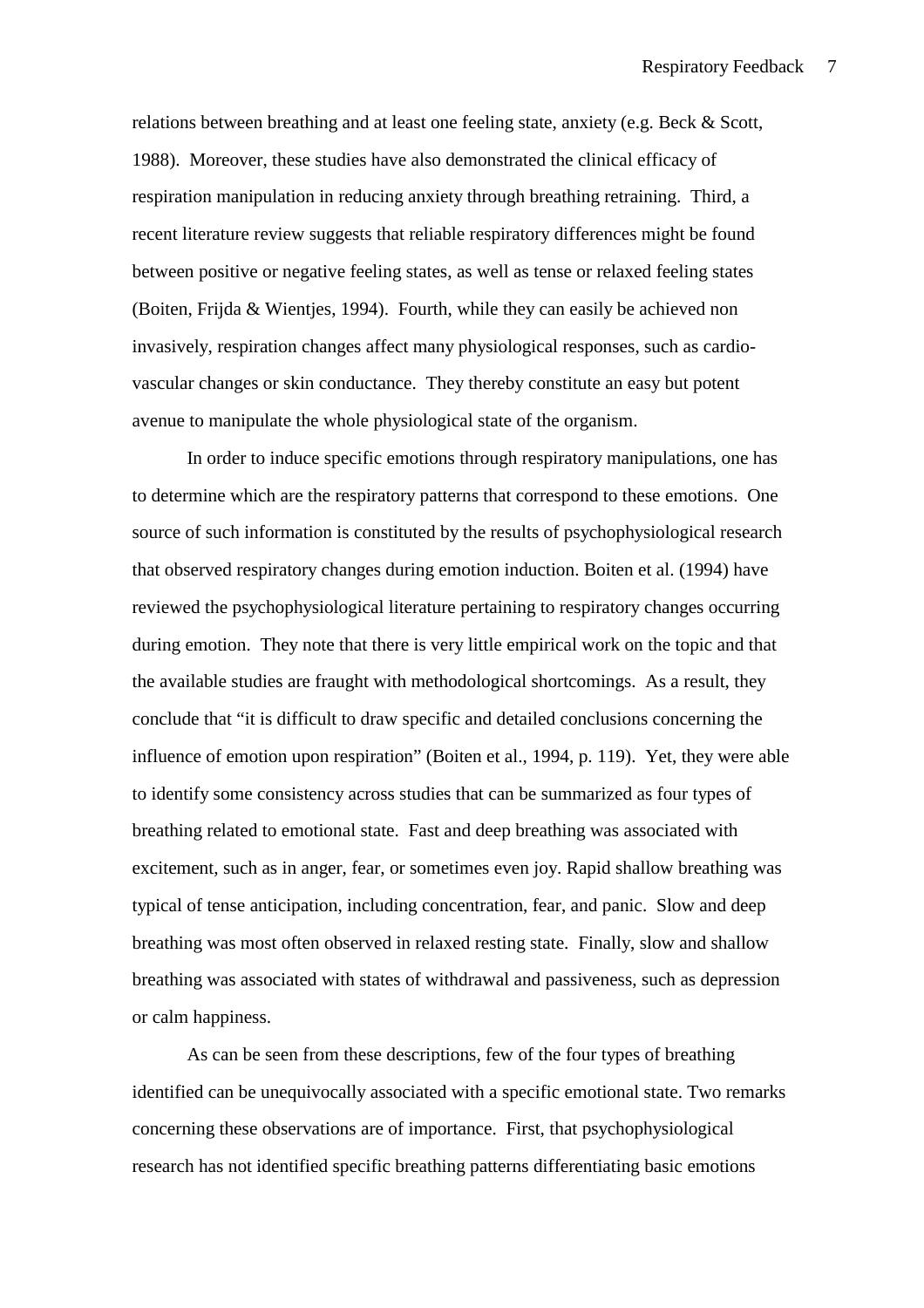relations between breathing and at least one feeling state, anxiety (e.g. Beck & Scott, 1988). Moreover, these studies have also demonstrated the clinical efficacy of respiration manipulation in reducing anxiety through breathing retraining. Third, a recent literature review suggests that reliable respiratory differences might be found between positive or negative feeling states, as well as tense or relaxed feeling states (Boiten, Frijda & Wientjes, 1994). Fourth, while they can easily be achieved non invasively, respiration changes affect many physiological responses, such as cardio-vascular changes or skin conductance. They thereby constitute an easy but potent avenue to manipulate the whole physiological state of the organism.

In order to induce specific emotions through respiratory manipulations, one has to determine which are the respiratory patterns that correspond to these emotions. One source of such information is constituted by the results of psychophysiological research that observed respiratory changes during emotion induction. Boiten et al. (1994) have reviewed the psychophysiological literature pertaining to respiratory changes occurring during emotion. They note that there is very little empirical work on the topic and that the available studies are fraught with methodological shortcomings. As a result, they conclude that "it is difficult to draw specific and detailed conclusions concerning the influence of emotion upon respiration" (Boiten et al., 1994, p. 119). Yet, they were able to identify some consistency across studies that can be summarized as four types of breathing related to emotional state. Fast and deep breathing was associated with excitement, such as in anger, fear, or sometimes even joy. Rapid shallow breathing was typical of tense anticipation, including concentration, fear, and panic. Slow and deep breathing was most often observed in relaxed resting state. Finally, slow and shallow breathing was associated with states of withdrawal and passiveness, such as depression or calm happiness.

As can be seen from these descriptions, few of the four types of breathing identified can be unequivocally associated with a specific emotional state. Two remarks concerning these observations are of importance. First, that psychophysiological research has not identified specific breathing patterns differentiating basic emotions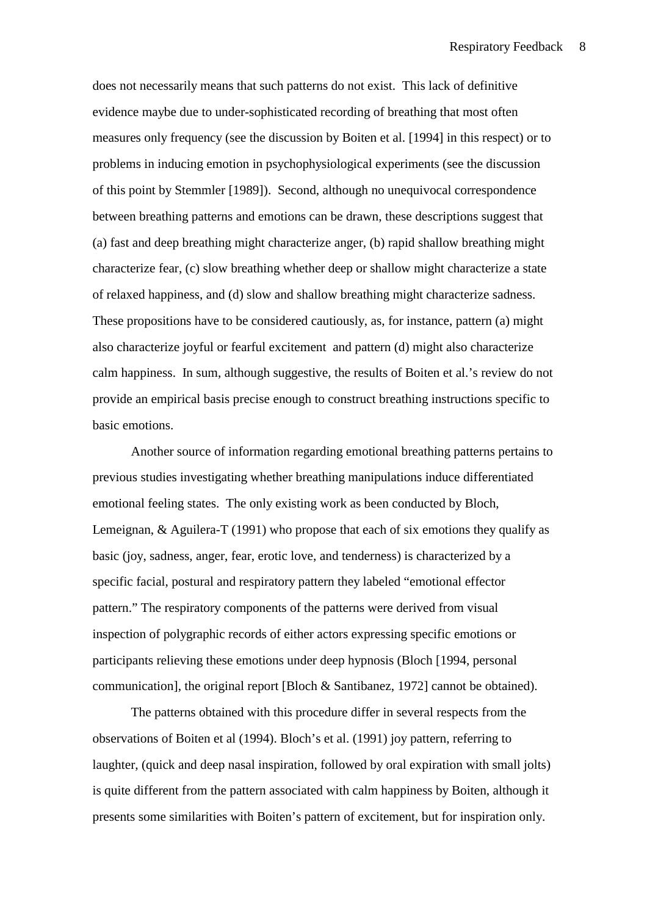does not necessarily means that such patterns do not exist. This lack of definitive evidence maybe due to under-sophisticated recording of breathing that most often measures only frequency (see the discussion by Boiten et al. [1994] in this respect) or to problems in inducing emotion in psychophysiological experiments (see the discussion of this point by Stemmler [1989]). Second, although no unequivocal correspondence between breathing patterns and emotions can be drawn, these descriptions suggest that (a) fast and deep breathing might characterize anger, (b) rapid shallow breathing might characterize fear, (c) slow breathing whether deep or shallow might characterize a state of relaxed happiness, and (d) slow and shallow breathing might characterize sadness. These propositions have to be considered cautiously, as, for instance, pattern (a) might also characterize joyful or fearful excitement and pattern (d) might also characterize calm happiness. In sum, although suggestive, the results of Boiten et al.'s review do not provide an empirical basis precise enough to construct breathing instructions specific to basic emotions.

Another source of information regarding emotional breathing patterns pertains to previous studies investigating whether breathing manipulations induce differentiated emotional feeling states. The only existing work as been conducted by Bloch, Lemeignan, & Aguilera-T (1991) who propose that each of six emotions they qualify as basic (joy, sadness, anger, fear, erotic love, and tenderness) is characterized by a specific facial, postural and respiratory pattern they labeled "emotional effector pattern." The respiratory components of the patterns were derived from visual inspection of polygraphic records of either actors expressing specific emotions or participants relieving these emotions under deep hypnosis (Bloch [1994, personal communication], the original report [Bloch & Santibanez, 1972] cannot be obtained).

The patterns obtained with this procedure differ in several respects from the observations of Boiten et al (1994). Bloch's et al. (1991) joy pattern, referring to laughter, (quick and deep nasal inspiration, followed by oral expiration with small jolts) is quite different from the pattern associated with calm happiness by Boiten, although it presents some similarities with Boiten's pattern of excitement, but for inspiration only.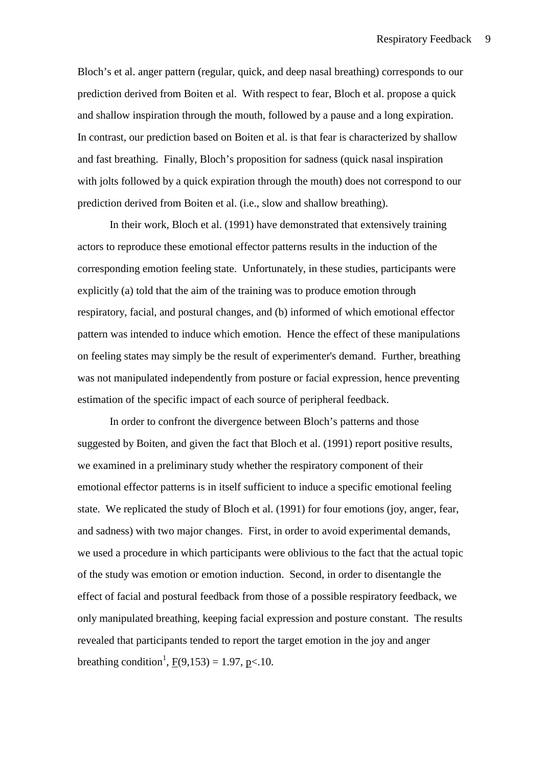Bloch's et al. anger pattern (regular, quick, and deep nasal breathing) corresponds to our prediction derived from Boiten et al.  With respect to fear, Bloch et al. propose a quick and shallow inspiration through the mouth, followed by a pause and a long expiration. In contrast, our prediction based on Boiten et al. is that fear is characterized by shallow and fast breathing.  Finally, Bloch's proposition for sadness (quick nasal inspiration with jolts followed by a quick expiration through the mouth) does not correspond to our prediction derived from Boiten et al. (i.e., slow and shallow breathing).

In their work, Bloch et al. (1991) have demonstrated that extensively training actors to reproduce these emotional effector patterns results in the induction of the corresponding emotion feeling state.  Unfortunately, in these studies, participants were explicitly (a) told that the aim of the training was to produce emotion through respiratory, facial, and postural changes, and (b) informed of which emotional effector pattern was intended to induce which emotion.  Hence the effect of these manipulations on feeling states may simply be the result of experimenter's demand.  Further, breathing was not manipulated independently from posture or facial expression, hence preventing estimation of the specific impact of each source of peripheral feedback.

In order to confront the divergence between Bloch's patterns and those suggested by Boiten, and given the fact that Bloch et al. (1991) report positive results, we examined in a preliminary study whether the respiratory component of their emotional effector patterns is in itself sufficient to induce a specific emotional feeling state.  We replicated the study of Bloch et al. (1991) for four emotions (joy, anger, fear, and sadness) with two major changes.  First, in order to avoid experimental demands, we used a procedure in which participants were oblivious to the fact that the actual topic of the study was emotion or emotion induction.  Second, in order to disentangle the effect of facial and postural feedback from those of a possible respiratory feedback, we only manipulated breathing, keeping facial expression and posture constant.  The results revealed that participants tended to report the target emotion in the joy and anger breathing condition[1], $F(9,153) = 1.97$, $p<.10$.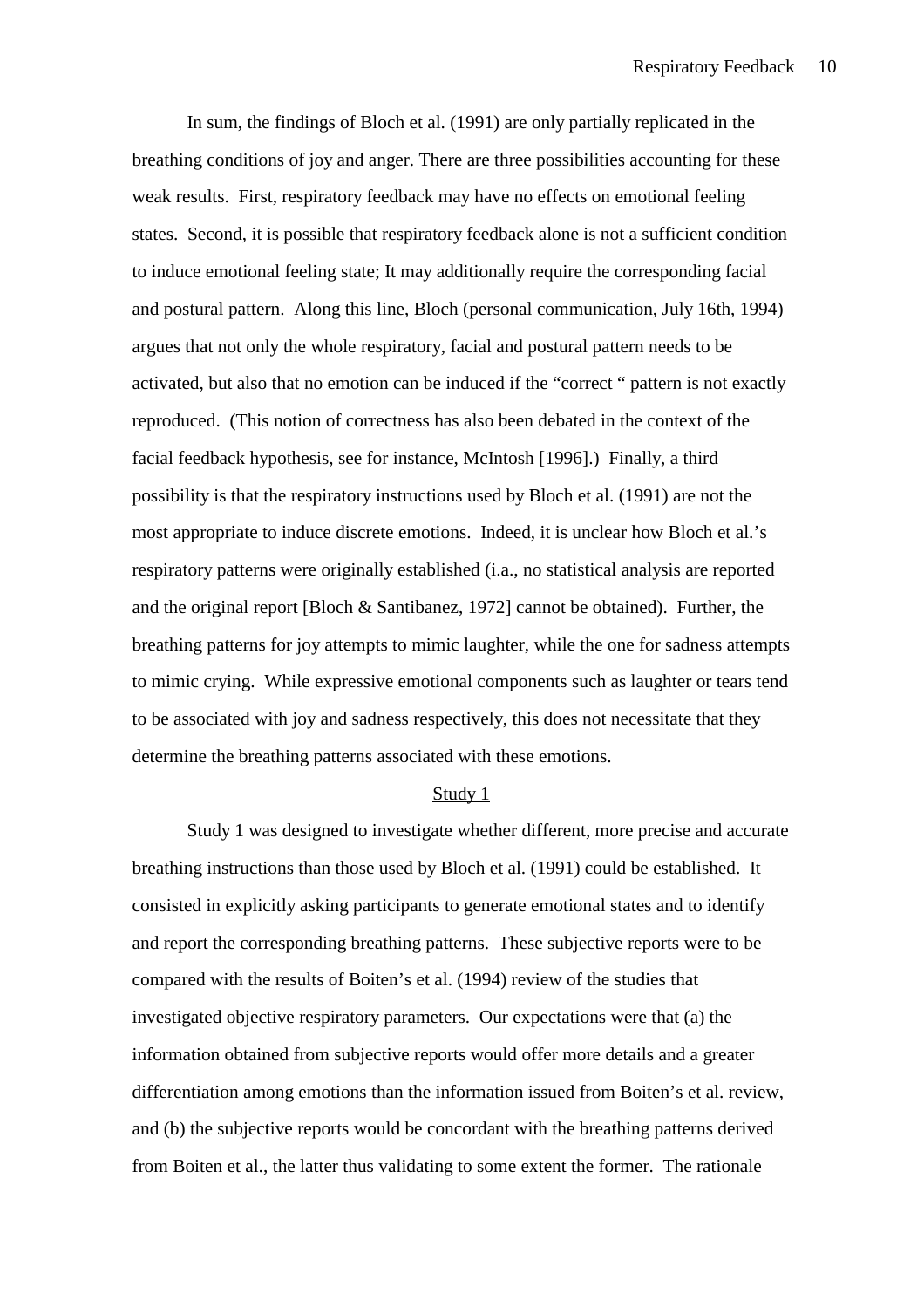In sum, the findings of Bloch et al. (1991) are only partially replicated in the breathing conditions of joy and anger. There are three possibilities accounting for these weak results. First, respiratory feedback may have no effects on emotional feeling states. Second, it is possible that respiratory feedback alone is not a sufficient condition to induce emotional feeling state; It may additionally require the corresponding facial and postural pattern. Along this line, Bloch (personal communication, July 16th, 1994) argues that not only the whole respiratory, facial and postural pattern needs to be activated, but also that no emotion can be induced if the "correct " pattern is not exactly reproduced. (This notion of correctness has also been debated in the context of the facial feedback hypothesis, see for instance, McIntosh [1996].) Finally, a third possibility is that the respiratory instructions used by Bloch et al. (1991) are not the most appropriate to induce discrete emotions. Indeed, it is unclear how Bloch et al.'s respiratory patterns were originally established (i.a., no statistical analysis are reported and the original report [Bloch & Santibanez, 1972] cannot be obtained). Further, the breathing patterns for joy attempts to mimic laughter, while the one for sadness attempts to mimic crying. While expressive emotional components such as laughter or tears tend to be associated with joy and sadness respectively, this does not necessitate that they determine the breathing patterns associated with these emotions.

## Study 1

Study 1 was designed to investigate whether different, more precise and accurate breathing instructions than those used by Bloch et al. (1991) could be established. It consisted in explicitly asking participants to generate emotional states and to identify and report the corresponding breathing patterns. These subjective reports were to be compared with the results of Boiten's et al. (1994) review of the studies that investigated objective respiratory parameters. Our expectations were that (a) the information obtained from subjective reports would offer more details and a greater differentiation among emotions than the information issued from Boiten's et al. review, and (b) the subjective reports would be concordant with the breathing patterns derived from Boiten et al., the latter thus validating to some extent the former. The rationale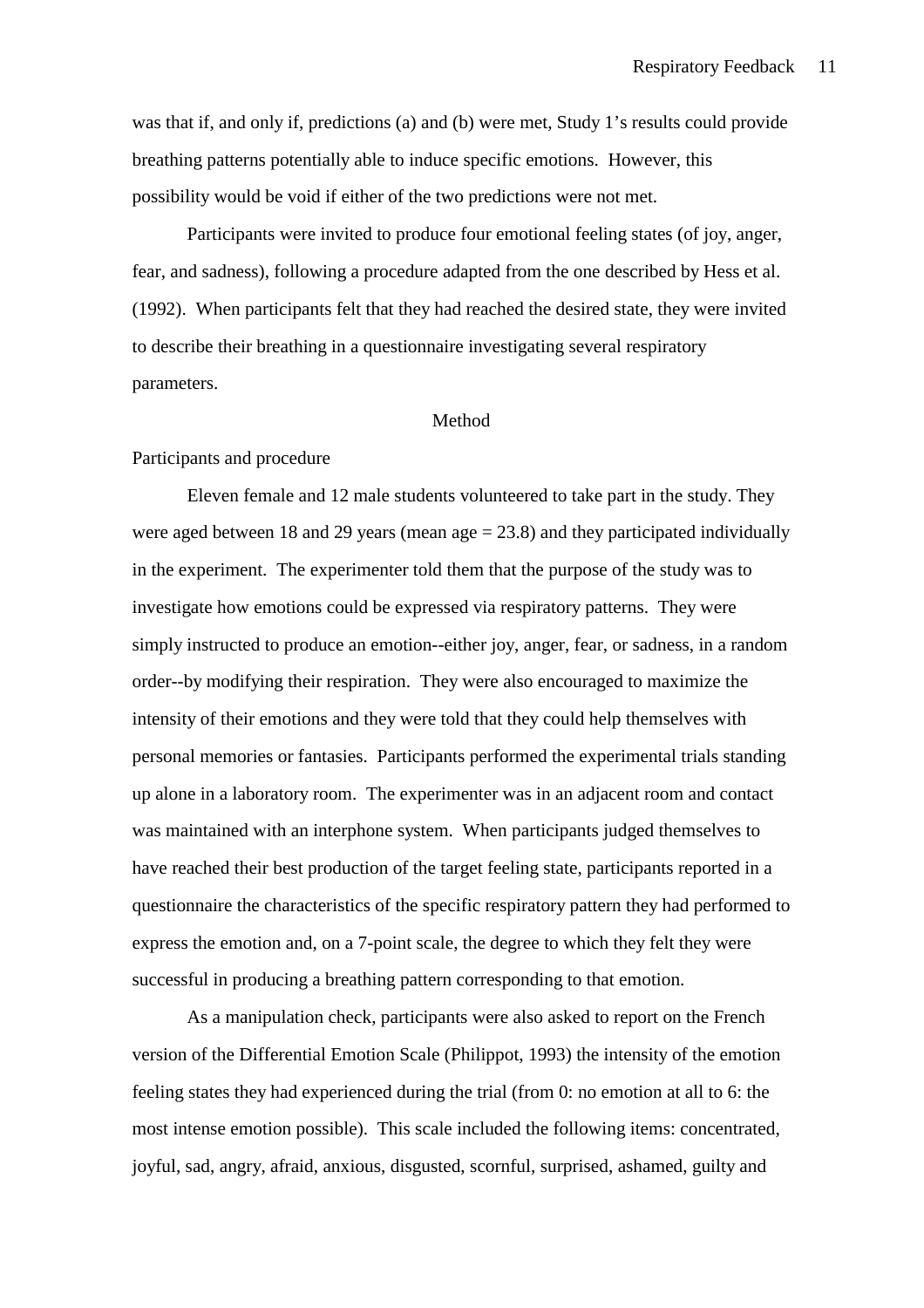was that if, and only if, predictions (a) and (b) were met, Study 1's results could provide breathing patterns potentially able to induce specific emotions. However, this possibility would be void if either of the two predictions were not met.

Participants were invited to produce four emotional feeling states (of joy, anger, fear, and sadness), following a procedure adapted from the one described by Hess et al. (1992). When participants felt that they had reached the desired state, they were invited to describe their breathing in a questionnaire investigating several respiratory parameters.

## Method

### Participants and procedure

Eleven female and 12 male students volunteered to take part in the study. They were aged between 18 and 29 years (mean age = 23.8) and they participated individually in the experiment. The experimenter told them that the purpose of the study was to investigate how emotions could be expressed via respiratory patterns. They were simply instructed to produce an emotion--either joy, anger, fear, or sadness, in a random order--by modifying their respiration. They were also encouraged to maximize the intensity of their emotions and they were told that they could help themselves with personal memories or fantasies. Participants performed the experimental trials standing up alone in a laboratory room. The experimenter was in an adjacent room and contact was maintained with an interphone system. When participants judged themselves to have reached their best production of the target feeling state, participants reported in a questionnaire the characteristics of the specific respiratory pattern they had performed to express the emotion and, on a 7-point scale, the degree to which they felt they were successful in producing a breathing pattern corresponding to that emotion.

As a manipulation check, participants were also asked to report on the French version of the Differential Emotion Scale (Philippot, 1993) the intensity of the emotion feeling states they had experienced during the trial (from 0: no emotion at all to 6: the most intense emotion possible). This scale included the following items: concentrated, joyful, sad, angry, afraid, anxious, disgusted, scornful, surprised, ashamed, guilty and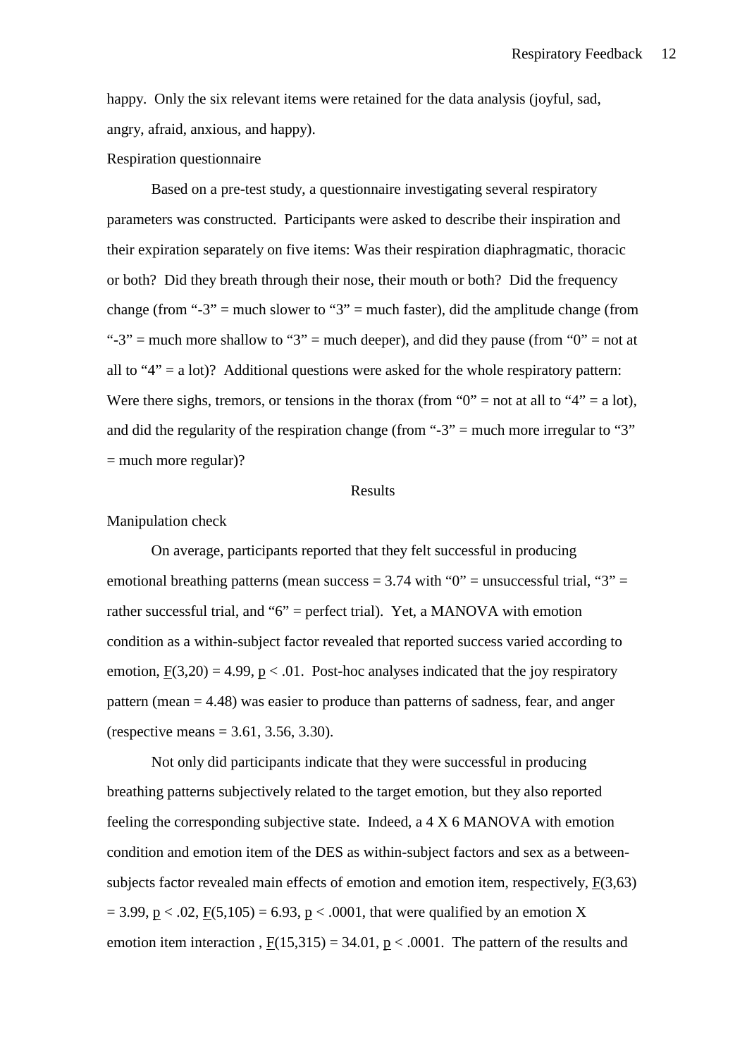happy. Only the six relevant items were retained for the data analysis (joyful, sad, angry, afraid, anxious, and happy).

### Respiration questionnaire

Based on a pre-test study, a questionnaire investigating several respiratory parameters was constructed. Participants were asked to describe their inspiration and their expiration separately on five items: Was their respiration diaphragmatic, thoracic or both? Did they breath through their nose, their mouth or both? Did the frequency change (from "-3" = much slower to "3" = much faster), did the amplitude change (from "-3" = much more shallow to "3" = much deeper), and did they pause (from "0" = not at all to "4" = a lot)? Additional questions were asked for the whole respiratory pattern: Were there sighs, tremors, or tensions in the thorax (from "0" = not at all to "4" = a lot), and did the regularity of the respiration change (from "-3" = much more irregular to "3" = much more regular)?

## Results

### Manipulation check

On average, participants reported that they felt successful in producing emotional breathing patterns (mean success = 3.74 with "0" = unsuccessful trial, "3" = rather successful trial, and "6" = perfect trial). Yet, a MANOVA with emotion condition as a within-subject factor revealed that reported success varied according to emotion, $F(3,20) = 4.99$, $p < .01$. Post-hoc analyses indicated that the joy respiratory pattern (mean = 4.48) was easier to produce than patterns of sadness, fear, and anger (respective means = 3.61, 3.56, 3.30).

Not only did participants indicate that they were successful in producing breathing patterns subjectively related to the target emotion, but they also reported feeling the corresponding subjective state. Indeed, a 4 X 6 MANOVA with emotion condition and emotion item of the DES as within-subject factors and sex as a between-subjects factor revealed main effects of emotion and emotion item, respectively, $F(3,63) = 3.99$, $p < .02$, $F(5,105) = 6.93$, $p < .0001$, that were qualified by an emotion X emotion item interaction , $F(15,315) = 34.01$, $p < .0001$. The pattern of the results and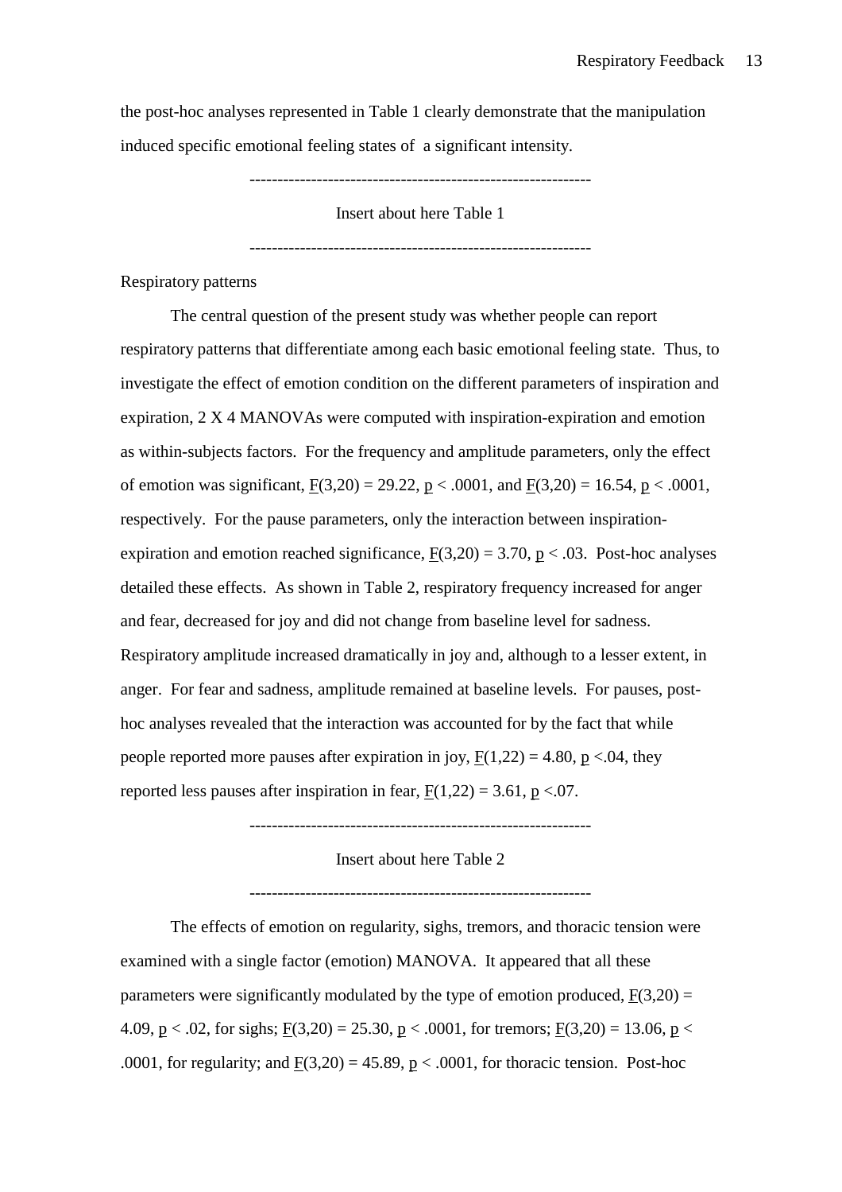the post-hoc analyses represented in Table 1 clearly demonstrate that the manipulation induced specific emotional feeling states of a significant intensity.

------------------------------------------------------------

Insert about here Table 1

------------------------------------------------------------

Respiratory patterns

The central question of the present study was whether people can report respiratory patterns that differentiate among each basic emotional feeling state. Thus, to investigate the effect of emotion condition on the different parameters of inspiration and expiration, 2 X 4 MANOVAs were computed with inspiration-expiration and emotion as within-subjects factors. For the frequency and amplitude parameters, only the effect of emotion was significant, $F(3,20) = 29.22$, $p < .0001$, and $F(3,20) = 16.54$, $p < .0001$, respectively. For the pause parameters, only the interaction between inspiration-expiration and emotion reached significance, $F(3,20) = 3.70$, $p < .03$. Post-hoc analyses detailed these effects. As shown in Table 2, respiratory frequency increased for anger and fear, decreased for joy and did not change from baseline level for sadness. Respiratory amplitude increased dramatically in joy and, although to a lesser extent, in anger. For fear and sadness, amplitude remained at baseline levels. For pauses, post-hoc analyses revealed that the interaction was accounted for by the fact that while people reported more pauses after expiration in joy, $F(1,22) = 4.80$, $p < .04$, they reported less pauses after inspiration in fear, $F(1,22) = 3.61$, $p < .07$.

------------------------------------------------------------

Insert about here Table 2

------------------------------------------------------------

The effects of emotion on regularity, sighs, tremors, and thoracic tension were examined with a single factor (emotion) MANOVA. It appeared that all these parameters were significantly modulated by the type of emotion produced, $F(3,20) = 4.09$, $p < .02$, for sighs; $F(3,20) = 25.30$, $p < .0001$, for tremors; $F(3,20) = 13.06$, $p < .0001$, for regularity; and $F(3,20) = 45.89$, $p < .0001$, for thoracic tension. Post-hoc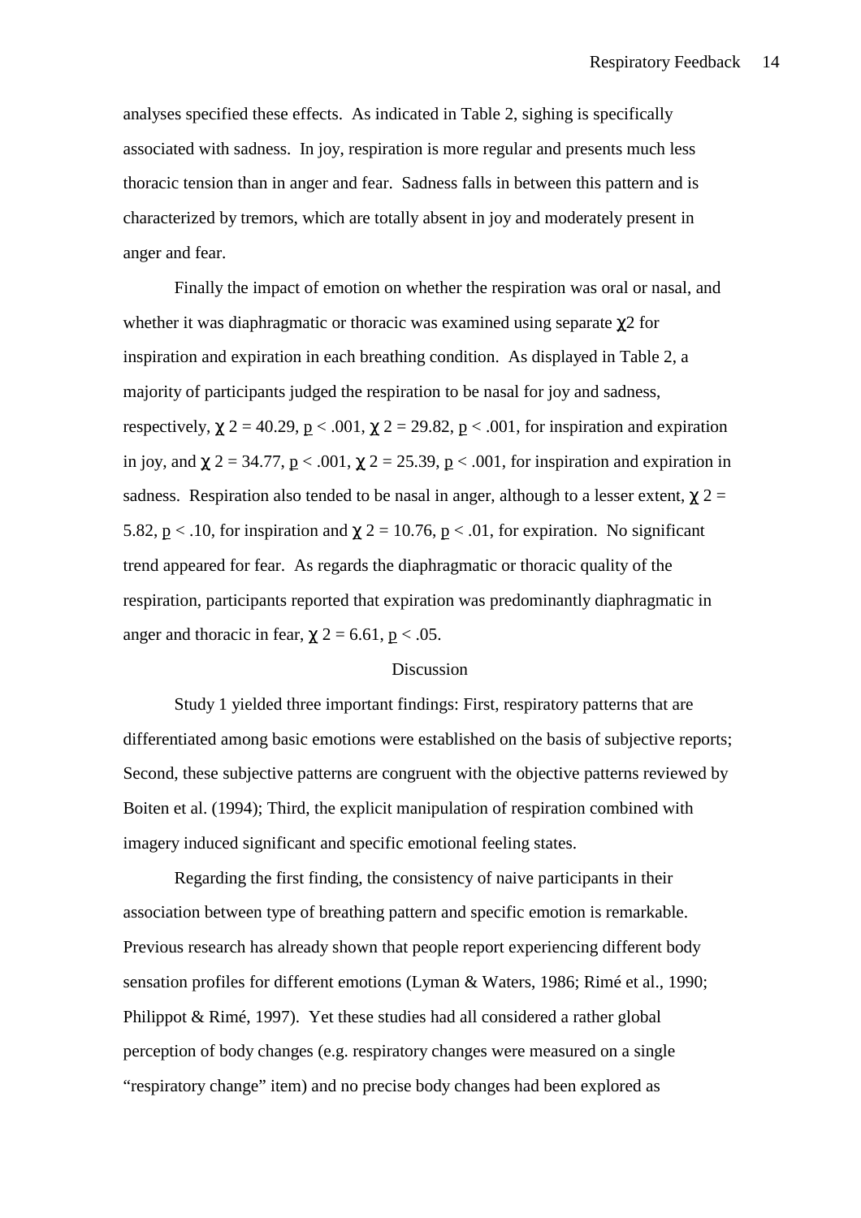analyses specified these effects. As indicated in Table 2, sighing is specifically associated with sadness. In joy, respiration is more regular and presents much less thoracic tension than in anger and fear. Sadness falls in between this pattern and is characterized by tremors, which are totally absent in joy and moderately present in anger and fear.

Finally the impact of emotion on whether the respiration was oral or nasal, and whether it was diaphragmatic or thoracic was examined using separate $\chi 2$ for inspiration and expiration in each breathing condition. As displayed in Table 2, a majority of participants judged the respiration to be nasal for joy and sadness, respectively, $\chi 2 = 40.29$, $p < .001$, $\chi 2 = 29.82$, $p < .001$, for inspiration and expiration in joy, and $\chi 2 = 34.77$, $p < .001$, $\chi 2 = 25.39$, $p < .001$, for inspiration and expiration in sadness. Respiration also tended to be nasal in anger, although to a lesser extent, $\chi 2 = 5.82$, $p < .10$, for inspiration and $\chi 2 = 10.76$, $p < .01$, for expiration. No significant trend appeared for fear. As regards the diaphragmatic or thoracic quality of the respiration, participants reported that expiration was predominantly diaphragmatic in anger and thoracic in fear, $\chi 2 = 6.61$, $p < .05$.

## Discussion

Study 1 yielded three important findings: First, respiratory patterns that are differentiated among basic emotions were established on the basis of subjective reports; Second, these subjective patterns are congruent with the objective patterns reviewed by Boiten et al. (1994); Third, the explicit manipulation of respiration combined with imagery induced significant and specific emotional feeling states.

Regarding the first finding, the consistency of naive participants in their association between type of breathing pattern and specific emotion is remarkable. Previous research has already shown that people report experiencing different body sensation profiles for different emotions (Lyman & Waters, 1986; Rimé et al., 1990; Philippot & Rimé, 1997). Yet these studies had all considered a rather global perception of body changes (e.g. respiratory changes were measured on a single "respiratory change" item) and no precise body changes had been explored as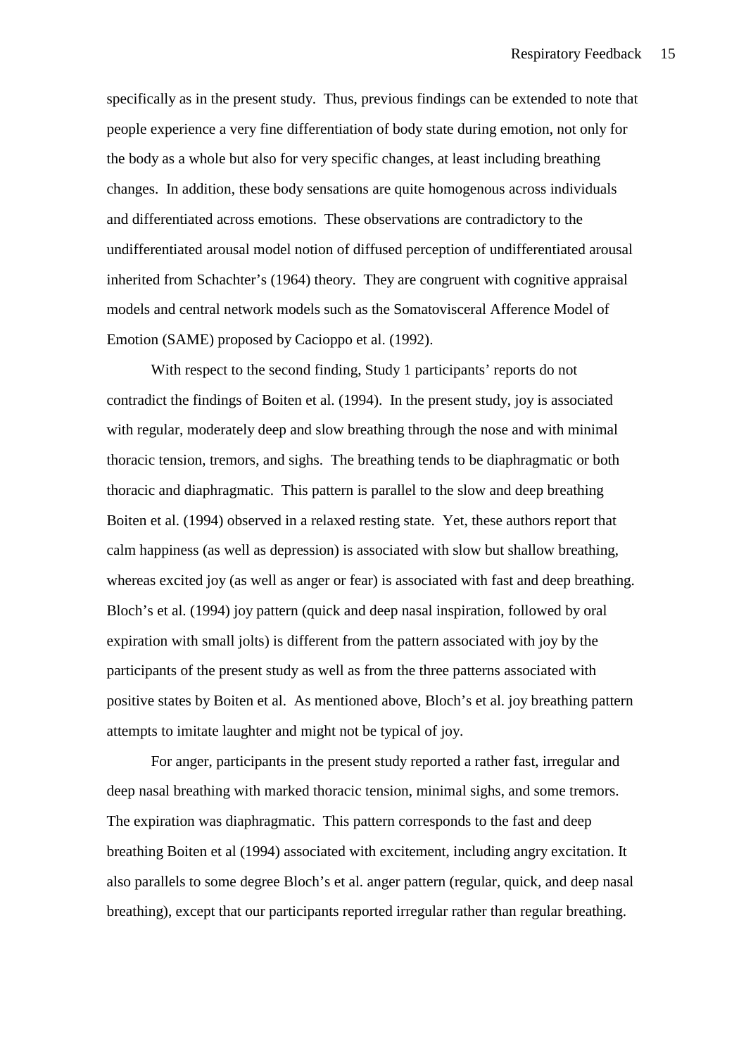specifically as in the present study. Thus, previous findings can be extended to note that people experience a very fine differentiation of body state during emotion, not only for the body as a whole but also for very specific changes, at least including breathing changes. In addition, these body sensations are quite homogenous across individuals and differentiated across emotions. These observations are contradictory to the undifferentiated arousal model notion of diffused perception of undifferentiated arousal inherited from Schachter's (1964) theory. They are congruent with cognitive appraisal models and central network models such as the Somatovisceral Afference Model of Emotion (SAME) proposed by Cacioppo et al. (1992).

With respect to the second finding, Study 1 participants' reports do not contradict the findings of Boiten et al. (1994). In the present study, joy is associated with regular, moderately deep and slow breathing through the nose and with minimal thoracic tension, tremors, and sighs. The breathing tends to be diaphragmatic or both thoracic and diaphragmatic. This pattern is parallel to the slow and deep breathing Boiten et al. (1994) observed in a relaxed resting state. Yet, these authors report that calm happiness (as well as depression) is associated with slow but shallow breathing, whereas excited joy (as well as anger or fear) is associated with fast and deep breathing. Bloch's et al. (1994) joy pattern (quick and deep nasal inspiration, followed by oral expiration with small jolts) is different from the pattern associated with joy by the participants of the present study as well as from the three patterns associated with positive states by Boiten et al. As mentioned above, Bloch's et al. joy breathing pattern attempts to imitate laughter and might not be typical of joy.

For anger, participants in the present study reported a rather fast, irregular and deep nasal breathing with marked thoracic tension, minimal sighs, and some tremors. The expiration was diaphragmatic. This pattern corresponds to the fast and deep breathing Boiten et al (1994) associated with excitement, including angry excitation. It also parallels to some degree Bloch's et al. anger pattern (regular, quick, and deep nasal breathing), except that our participants reported irregular rather than regular breathing.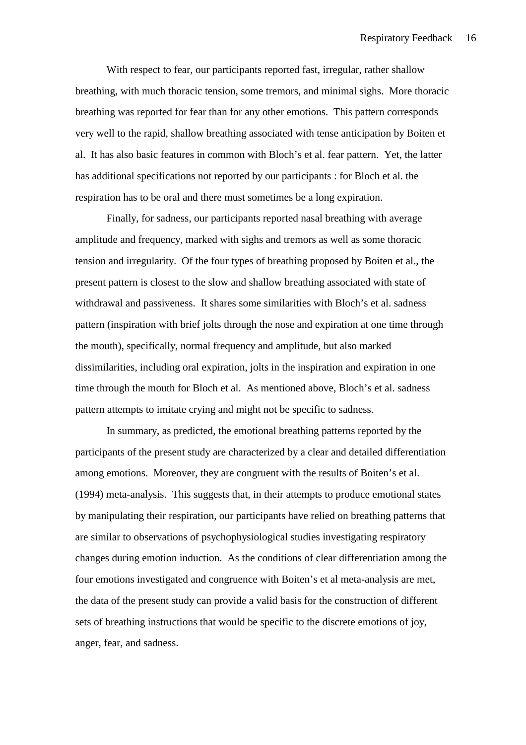With respect to fear, our participants reported fast, irregular, rather shallow breathing, with much thoracic tension, some tremors, and minimal sighs. More thoracic breathing was reported for fear than for any other emotions. This pattern corresponds very well to the rapid, shallow breathing associated with tense anticipation by Boiten et al. It has also basic features in common with Bloch's et al. fear pattern. Yet, the latter has additional specifications not reported by our participants : for Bloch et al. the respiration has to be oral and there must sometimes be a long expiration.

Finally, for sadness, our participants reported nasal breathing with average amplitude and frequency, marked with sighs and tremors as well as some thoracic tension and irregularity. Of the four types of breathing proposed by Boiten et al., the present pattern is closest to the slow and shallow breathing associated with state of withdrawal and passiveness. It shares some similarities with Bloch's et al. sadness pattern (inspiration with brief jolts through the nose and expiration at one time through the mouth), specifically, normal frequency and amplitude, but also marked dissimilarities, including oral expiration, jolts in the inspiration and expiration in one time through the mouth for Bloch et al. As mentioned above, Bloch's et al. sadness pattern attempts to imitate crying and might not be specific to sadness.

In summary, as predicted, the emotional breathing patterns reported by the participants of the present study are characterized by a clear and detailed differentiation among emotions. Moreover, they are congruent with the results of Boiten's et al. (1994) meta-analysis. This suggests that, in their attempts to produce emotional states by manipulating their respiration, our participants have relied on breathing patterns that are similar to observations of psychophysiological studies investigating respiratory changes during emotion induction. As the conditions of clear differentiation among the four emotions investigated and congruence with Boiten's et al meta-analysis are met, the data of the present study can provide a valid basis for the construction of different sets of breathing instructions that would be specific to the discrete emotions of joy, anger, fear, and sadness.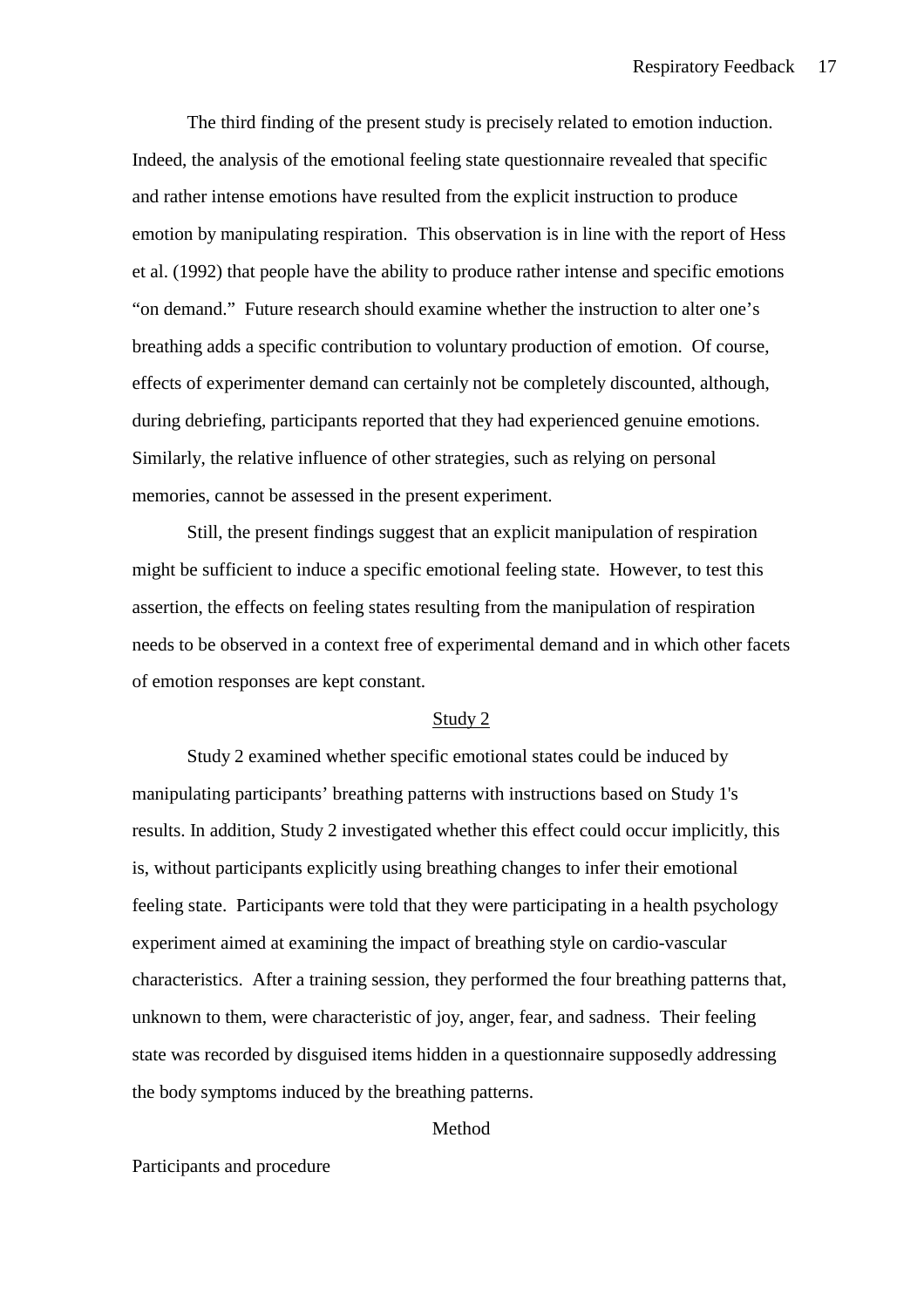The third finding of the present study is precisely related to emotion induction. Indeed, the analysis of the emotional feeling state questionnaire revealed that specific and rather intense emotions have resulted from the explicit instruction to produce emotion by manipulating respiration. This observation is in line with the report of Hess et al. (1992) that people have the ability to produce rather intense and specific emotions "on demand." Future research should examine whether the instruction to alter one's breathing adds a specific contribution to voluntary production of emotion. Of course, effects of experimenter demand can certainly not be completely discounted, although, during debriefing, participants reported that they had experienced genuine emotions. Similarly, the relative influence of other strategies, such as relying on personal memories, cannot be assessed in the present experiment.

Still, the present findings suggest that an explicit manipulation of respiration might be sufficient to induce a specific emotional feeling state. However, to test this assertion, the effects on feeling states resulting from the manipulation of respiration needs to be observed in a context free of experimental demand and in which other facets of emotion responses are kept constant.

## Study 2

Study 2 examined whether specific emotional states could be induced by manipulating participants' breathing patterns with instructions based on Study 1's results. In addition, Study 2 investigated whether this effect could occur implicitly, this is, without participants explicitly using breathing changes to infer their emotional feeling state. Participants were told that they were participating in a health psychology experiment aimed at examining the impact of breathing style on cardio-vascular characteristics. After a training session, they performed the four breathing patterns that, unknown to them, were characteristic of joy, anger, fear, and sadness. Their feeling state was recorded by disguised items hidden in a questionnaire supposedly addressing the body symptoms induced by the breathing patterns.

### Method

#### Participants and procedure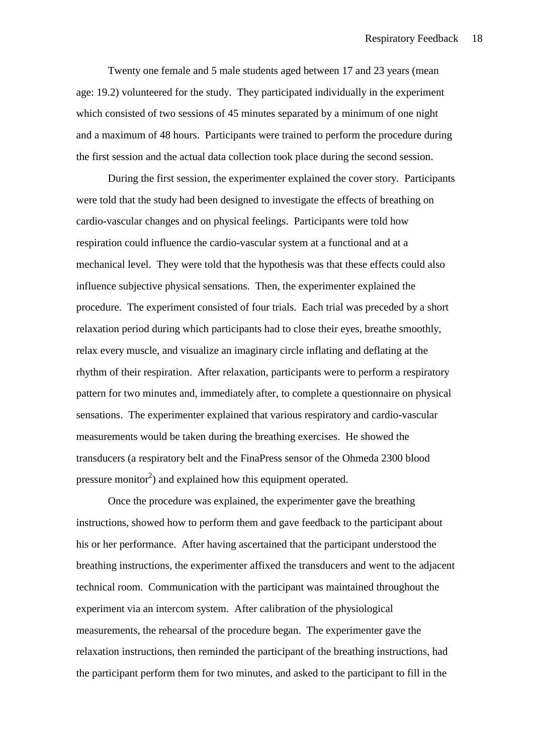Twenty one female and 5 male students aged between 17 and 23 years (mean age: 19.2) volunteered for the study. They participated individually in the experiment which consisted of two sessions of 45 minutes separated by a minimum of one night and a maximum of 48 hours. Participants were trained to perform the procedure during the first session and the actual data collection took place during the second session.

During the first session, the experimenter explained the cover story. Participants were told that the study had been designed to investigate the effects of breathing on cardio-vascular changes and on physical feelings. Participants were told how respiration could influence the cardio-vascular system at a functional and at a mechanical level. They were told that the hypothesis was that these effects could also influence subjective physical sensations. Then, the experimenter explained the procedure. The experiment consisted of four trials. Each trial was preceded by a short relaxation period during which participants had to close their eyes, breathe smoothly, relax every muscle, and visualize an imaginary circle inflating and deflating at the rhythm of their respiration. After relaxation, participants were to perform a respiratory pattern for two minutes and, immediately after, to complete a questionnaire on physical sensations. The experimenter explained that various respiratory and cardio-vascular measurements would be taken during the breathing exercises. He showed the transducers (a respiratory belt and the FinaPress sensor of the Ohmeda 2300 blood pressure monitor[2]) and explained how this equipment operated.

Once the procedure was explained, the experimenter gave the breathing instructions, showed how to perform them and gave feedback to the participant about his or her performance. After having ascertained that the participant understood the breathing instructions, the experimenter affixed the transducers and went to the adjacent technical room. Communication with the participant was maintained throughout the experiment via an intercom system. After calibration of the physiological measurements, the rehearsal of the procedure began. The experimenter gave the relaxation instructions, then reminded the participant of the breathing instructions, had the participant perform them for two minutes, and asked to the participant to fill in the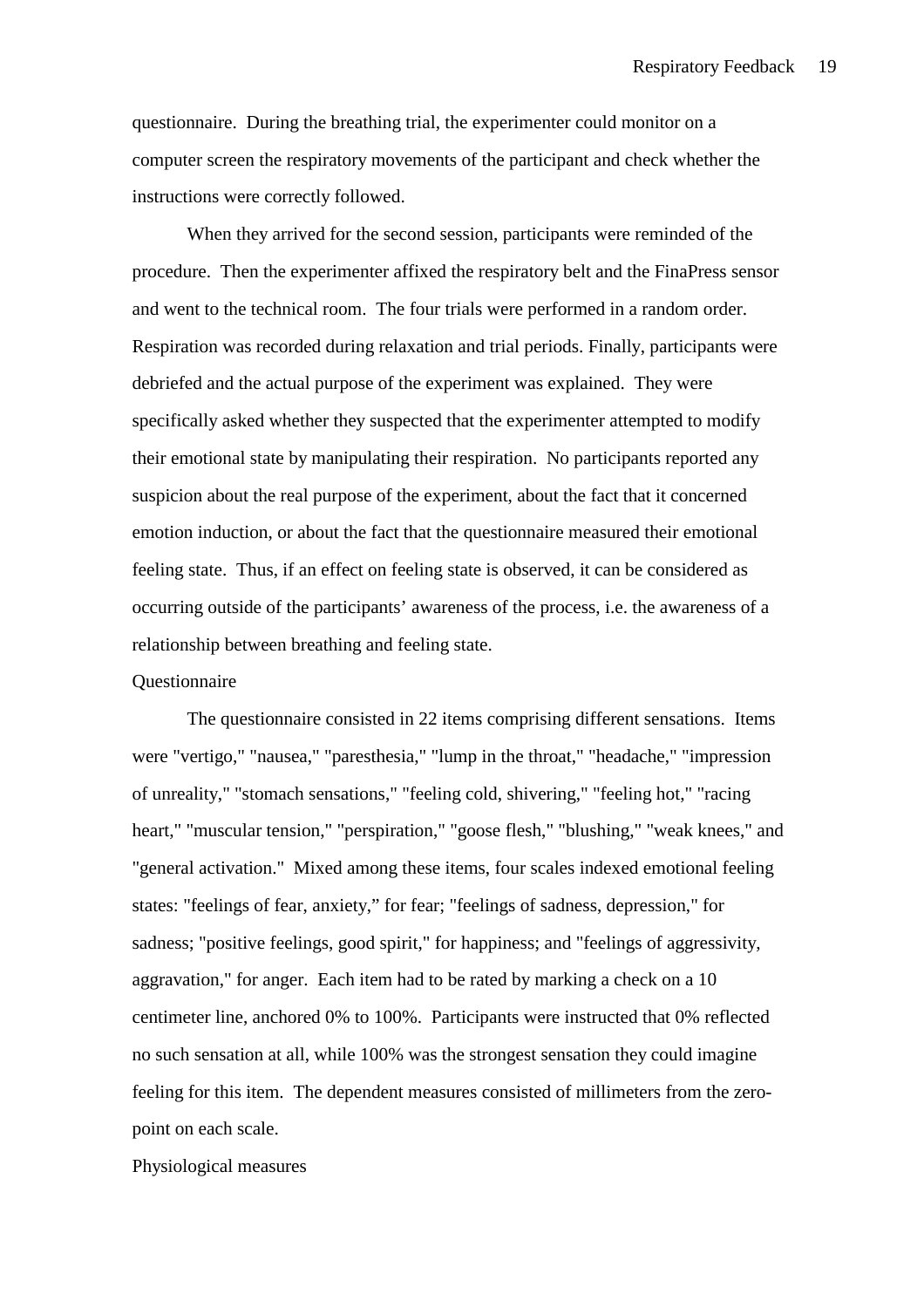questionnaire.  During the breathing trial, the experimenter could monitor on a computer screen the respiratory movements of the participant and check whether the instructions were correctly followed.

When they arrived for the second session, participants were reminded of the procedure.  Then the experimenter affixed the respiratory belt and the FinaPress sensor and went to the technical room.  The four trials were performed in a random order. Respiration was recorded during relaxation and trial periods. Finally, participants were debriefed and the actual purpose of the experiment was explained.  They were specifically asked whether they suspected that the experimenter attempted to modify their emotional state by manipulating their respiration.  No participants reported any suspicion about the real purpose of the experiment, about the fact that it concerned emotion induction, or about the fact that the questionnaire measured their emotional feeling state.  Thus, if an effect on feeling state is observed, it can be considered as occurring outside of the participants' awareness of the process, i.e. the awareness of a relationship between breathing and feeling state.

Questionnaire

The questionnaire consisted in 22 items comprising different sensations.  Items were "vertigo," "nausea," "paresthesia," "lump in the throat," "headache," "impression of unreality," "stomach sensations," "feeling cold, shivering," "feeling hot," "racing heart," "muscular tension," "perspiration," "goose flesh," "blushing," "weak knees," and "general activation."  Mixed among these items, four scales indexed emotional feeling states: "feelings of fear, anxiety," for fear; "feelings of sadness, depression," for sadness; "positive feelings, good spirit," for happiness; and "feelings of aggressivity, aggravation," for anger.  Each item had to be rated by marking a check on a 10 centimeter line, anchored 0% to 100%.  Participants were instructed that 0% reflected no such sensation at all, while 100% was the strongest sensation they could imagine feeling for this item.  The dependent measures consisted of millimeters from the zero-point on each scale.

Physiological measures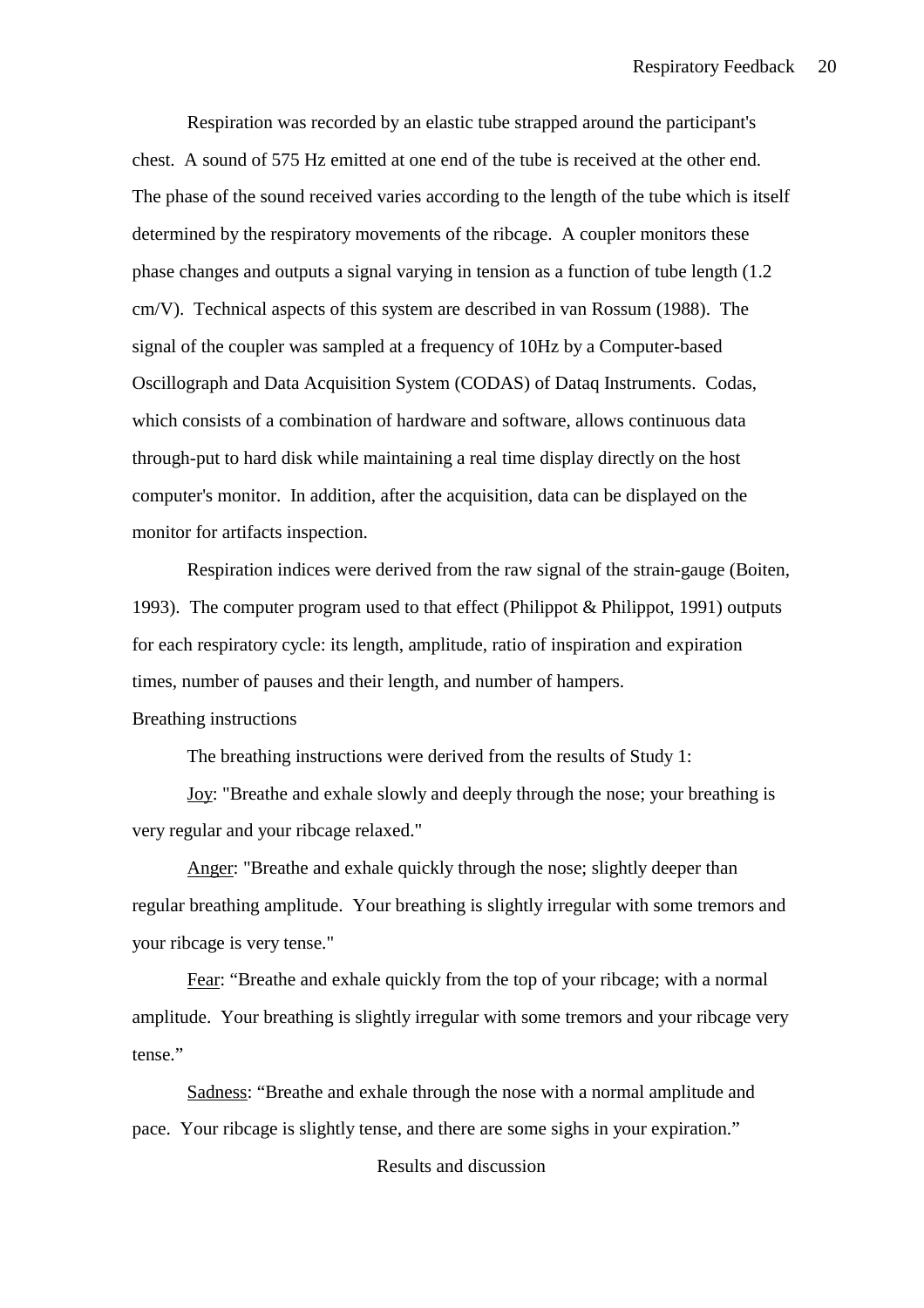Respiration was recorded by an elastic tube strapped around the participant's chest. A sound of 575 Hz emitted at one end of the tube is received at the other end. The phase of the sound received varies according to the length of the tube which is itself determined by the respiratory movements of the ribcage. A coupler monitors these phase changes and outputs a signal varying in tension as a function of tube length (1.2 cm/V). Technical aspects of this system are described in van Rossum (1988). The signal of the coupler was sampled at a frequency of 10Hz by a Computer-based Oscillograph and Data Acquisition System (CODAS) of Dataq Instruments. Codas, which consists of a combination of hardware and software, allows continuous data through-put to hard disk while maintaining a real time display directly on the host computer's monitor. In addition, after the acquisition, data can be displayed on the monitor for artifacts inspection.

Respiration indices were derived from the raw signal of the strain-gauge (Boiten, 1993). The computer program used to that effect (Philippot & Philippot, 1991) outputs for each respiratory cycle: its length, amplitude, ratio of inspiration and expiration times, number of pauses and their length, and number of hampers.

### Breathing instructions

The breathing instructions were derived from the results of Study 1:

Joy: "Breathe and exhale slowly and deeply through the nose; your breathing is very regular and your ribcage relaxed."

Anger: "Breathe and exhale quickly through the nose; slightly deeper than regular breathing amplitude. Your breathing is slightly irregular with some tremors and your ribcage is very tense."

Fear: “Breathe and exhale quickly from the top of your ribcage; with a normal amplitude. Your breathing is slightly irregular with some tremors and your ribcage very tense.”

Sadness: “Breathe and exhale through the nose with a normal amplitude and pace. Your ribcage is slightly tense, and there are some sighs in your expiration.”

## Results and discussion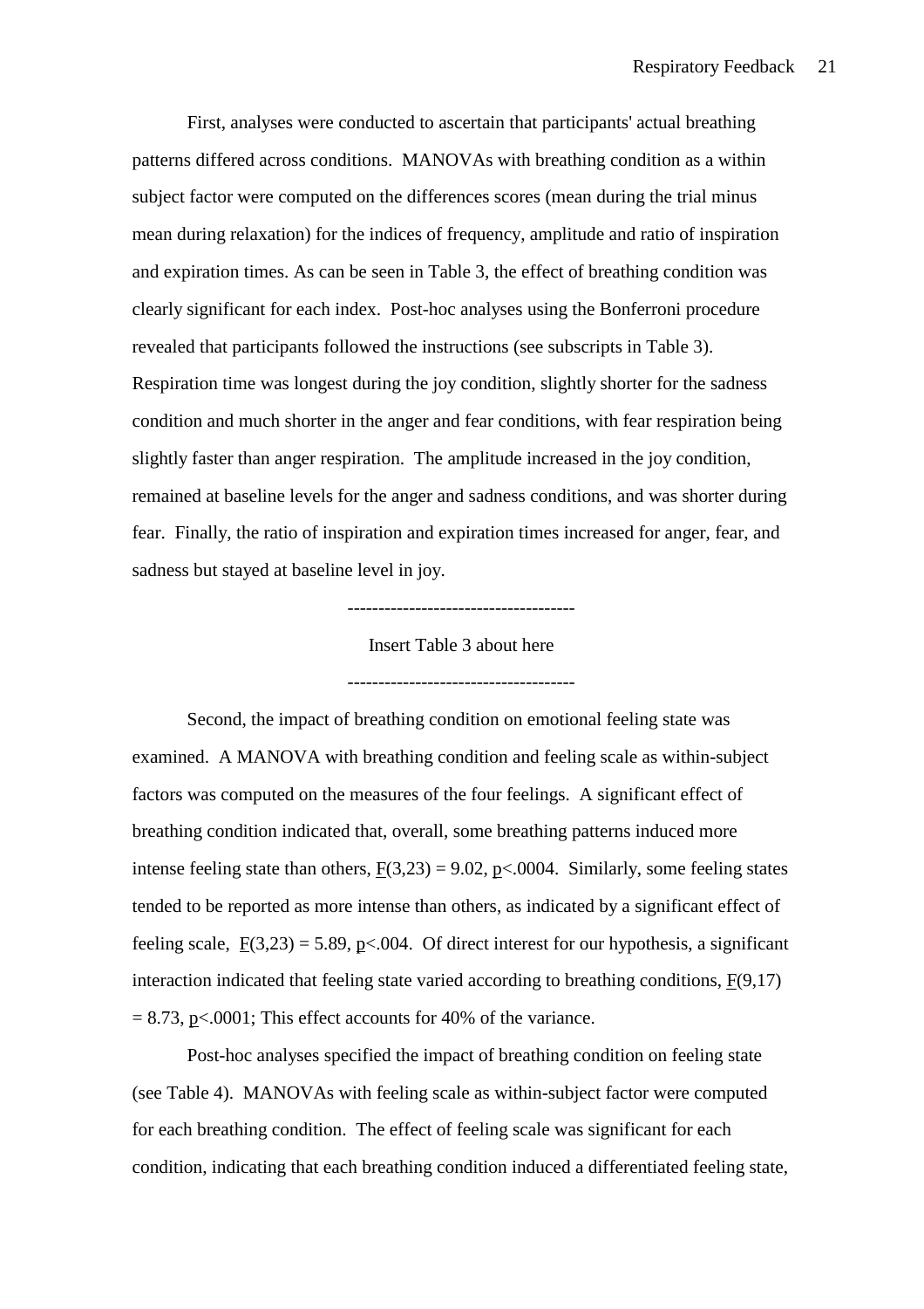First, analyses were conducted to ascertain that participants' actual breathing patterns differed across conditions. MANOVAs with breathing condition as a within subject factor were computed on the differences scores (mean during the trial minus mean during relaxation) for the indices of frequency, amplitude and ratio of inspiration and expiration times. As can be seen in Table 3, the effect of breathing condition was clearly significant for each index. Post-hoc analyses using the Bonferroni procedure revealed that participants followed the instructions (see subscripts in Table 3). Respiration time was longest during the joy condition, slightly shorter for the sadness condition and much shorter in the anger and fear conditions, with fear respiration being slightly faster than anger respiration. The amplitude increased in the joy condition, remained at baseline levels for the anger and sadness conditions, and was shorter during fear. Finally, the ratio of inspiration and expiration times increased for anger, fear, and sadness but stayed at baseline level in joy.

------------------------------------

Insert Table 3 about here

------------------------------------

Second, the impact of breathing condition on emotional feeling state was examined. A MANOVA with breathing condition and feeling scale as within-subject factors was computed on the measures of the four feelings. A significant effect of breathing condition indicated that, overall, some breathing patterns induced more intense feeling state than others, $F(3,23) = 9.02$, $p<.0004$. Similarly, some feeling states tended to be reported as more intense than others, as indicated by a significant effect of feeling scale, $F(3,23) = 5.89$, $p<.004$. Of direct interest for our hypothesis, a significant interaction indicated that feeling state varied according to breathing conditions, $F(9,17) = 8.73$, $p<.0001$; This effect accounts for 40% of the variance.

Post-hoc analyses specified the impact of breathing condition on feeling state (see Table 4). MANOVAs with feeling scale as within-subject factor were computed for each breathing condition. The effect of feeling scale was significant for each condition, indicating that each breathing condition induced a differentiated feeling state,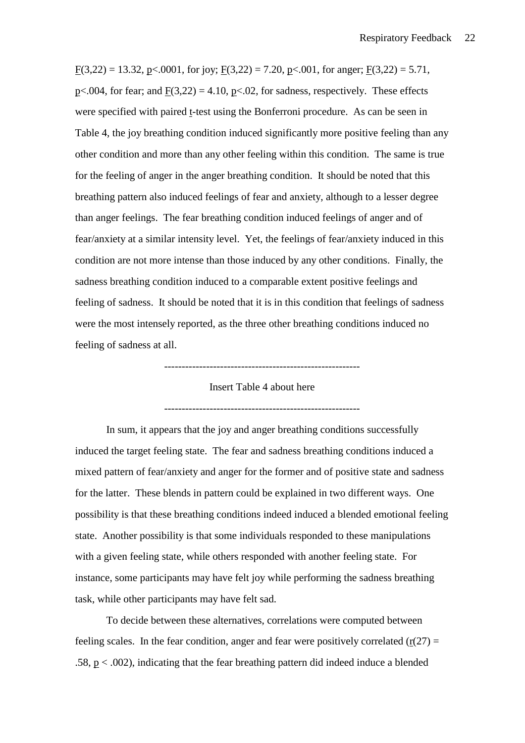$F(3,22) = 13.32$, $p<.0001$, for joy; $F(3,22) = 7.20$, $p<.001$, for anger; $F(3,22) = 5.71$, $p<.004$, for fear; and $F(3,22) = 4.10$, $p<.02$, for sadness, respectively. These effects were specified with paired t-test using the Bonferroni procedure. As can be seen in Table 4, the joy breathing condition induced significantly more positive feeling than any other condition and more than any other feeling within this condition. The same is true for the feeling of anger in the anger breathing condition. It should be noted that this breathing pattern also induced feelings of fear and anxiety, although to a lesser degree than anger feelings. The fear breathing condition induced feelings of anger and of fear/anxiety at a similar intensity level. Yet, the feelings of fear/anxiety induced in this condition are not more intense than those induced by any other conditions. Finally, the sadness breathing condition induced to a comparable extent positive feelings and feeling of sadness. It should be noted that it is in this condition that feelings of sadness were the most intensely reported, as the three other breathing conditions induced no feeling of sadness at all.

---

Insert Table 4 about here

---

In sum, it appears that the joy and anger breathing conditions successfully induced the target feeling state. The fear and sadness breathing conditions induced a mixed pattern of fear/anxiety and anger for the former and of positive state and sadness for the latter. These blends in pattern could be explained in two different ways. One possibility is that these breathing conditions indeed induced a blended emotional feeling state. Another possibility is that some individuals responded to these manipulations with a given feeling state, while others responded with another feeling state. For instance, some participants may have felt joy while performing the sadness breathing task, while other participants may have felt sad.

To decide between these alternatives, correlations were computed between feeling scales. In the fear condition, anger and fear were positively correlated ($r(27) = .58$, $p < .002$), indicating that the fear breathing pattern did indeed induce a blended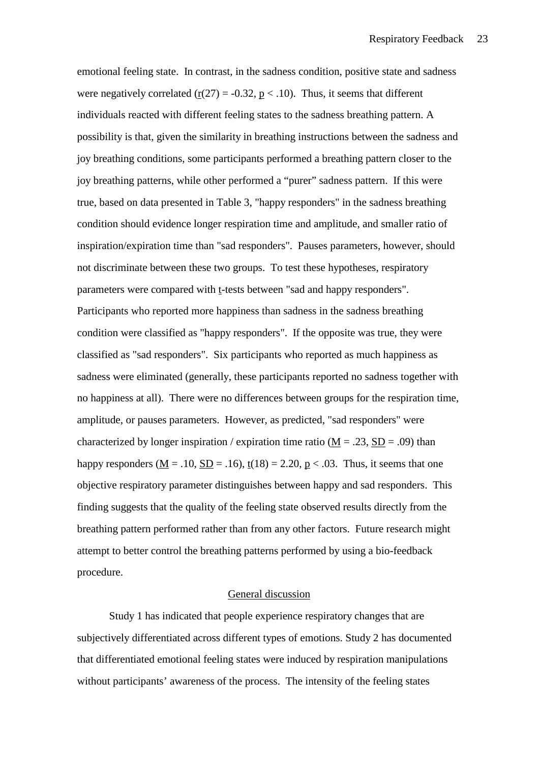emotional feeling state. In contrast, in the sadness condition, positive state and sadness were negatively correlated ($r(27) = -0.32$, $p < .10$). Thus, it seems that different individuals reacted with different feeling states to the sadness breathing pattern. A possibility is that, given the similarity in breathing instructions between the sadness and joy breathing conditions, some participants performed a breathing pattern closer to the joy breathing patterns, while other performed a “purer” sadness pattern. If this were true, based on data presented in Table 3, "happy responders" in the sadness breathing condition should evidence longer respiration time and amplitude, and smaller ratio of inspiration/expiration time than "sad responders". Pauses parameters, however, should not discriminate between these two groups. To test these hypotheses, respiratory parameters were compared with t-tests between "sad and happy responders". Participants who reported more happiness than sadness in the sadness breathing condition were classified as "happy responders". If the opposite was true, they were classified as "sad responders". Six participants who reported as much happiness as sadness were eliminated (generally, these participants reported no sadness together with no happiness at all). There were no differences between groups for the respiration time, amplitude, or pauses parameters. However, as predicted, "sad responders" were characterized by longer inspiration / expiration time ratio ($M = .23$, $SD = .09$) than happy responders ($M = .10$, $SD = .16$), $t(18) = 2.20$, $p < .03$. Thus, it seems that one objective respiratory parameter distinguishes between happy and sad responders. This finding suggests that the quality of the feeling state observed results directly from the breathing pattern performed rather than from any other factors. Future research might attempt to better control the breathing patterns performed by using a bio-feedback procedure.

## General discussion

Study 1 has indicated that people experience respiratory changes that are subjectively differentiated across different types of emotions. Study 2 has documented that differentiated emotional feeling states were induced by respiration manipulations without participants’ awareness of the process. The intensity of the feeling states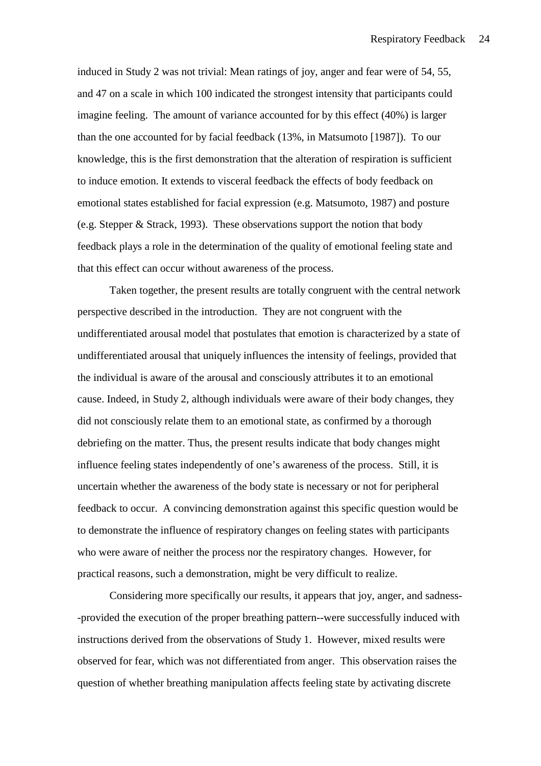induced in Study 2 was not trivial: Mean ratings of joy, anger and fear were of 54, 55, and 47 on a scale in which 100 indicated the strongest intensity that participants could imagine feeling. The amount of variance accounted for by this effect (40%) is larger than the one accounted for by facial feedback (13%, in Matsumoto [1987]). To our knowledge, this is the first demonstration that the alteration of respiration is sufficient to induce emotion. It extends to visceral feedback the effects of body feedback on emotional states established for facial expression (e.g. Matsumoto, 1987) and posture (e.g. Stepper & Strack, 1993). These observations support the notion that body feedback plays a role in the determination of the quality of emotional feeling state and that this effect can occur without awareness of the process.

Taken together, the present results are totally congruent with the central network perspective described in the introduction. They are not congruent with the undifferentiated arousal model that postulates that emotion is characterized by a state of undifferentiated arousal that uniquely influences the intensity of feelings, provided that the individual is aware of the arousal and consciously attributes it to an emotional cause. Indeed, in Study 2, although individuals were aware of their body changes, they did not consciously relate them to an emotional state, as confirmed by a thorough debriefing on the matter. Thus, the present results indicate that body changes might influence feeling states independently of one's awareness of the process. Still, it is uncertain whether the awareness of the body state is necessary or not for peripheral feedback to occur. A convincing demonstration against this specific question would be to demonstrate the influence of respiratory changes on feeling states with participants who were aware of neither the process nor the respiratory changes. However, for practical reasons, such a demonstration, might be very difficult to realize.

Considering more specifically our results, it appears that joy, anger, and sadness--provided the execution of the proper breathing pattern--were successfully induced with instructions derived from the observations of Study 1. However, mixed results were observed for fear, which was not differentiated from anger. This observation raises the question of whether breathing manipulation affects feeling state by activating discrete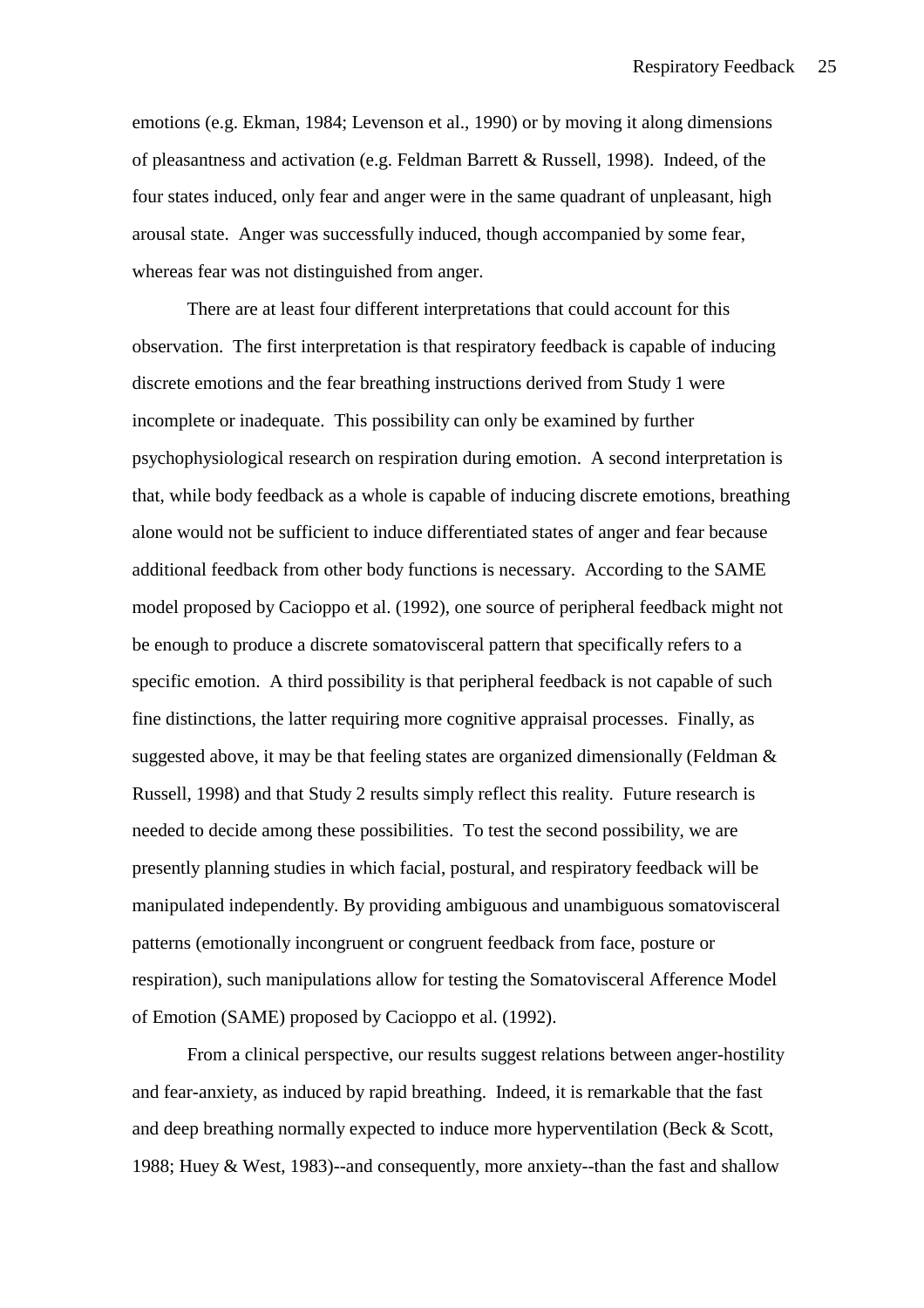emotions (e.g. Ekman, 1984; Levenson et al., 1990) or by moving it along dimensions of pleasantness and activation (e.g. Feldman Barrett & Russell, 1998). Indeed, of the four states induced, only fear and anger were in the same quadrant of unpleasant, high arousal state. Anger was successfully induced, though accompanied by some fear, whereas fear was not distinguished from anger.

There are at least four different interpretations that could account for this observation. The first interpretation is that respiratory feedback is capable of inducing discrete emotions and the fear breathing instructions derived from Study 1 were incomplete or inadequate. This possibility can only be examined by further psychophysiological research on respiration during emotion. A second interpretation is that, while body feedback as a whole is capable of inducing discrete emotions, breathing alone would not be sufficient to induce differentiated states of anger and fear because additional feedback from other body functions is necessary. According to the SAME model proposed by Cacioppo et al. (1992), one source of peripheral feedback might not be enough to produce a discrete somatovisceral pattern that specifically refers to a specific emotion. A third possibility is that peripheral feedback is not capable of such fine distinctions, the latter requiring more cognitive appraisal processes. Finally, as suggested above, it may be that feeling states are organized dimensionally (Feldman & Russell, 1998) and that Study 2 results simply reflect this reality. Future research is needed to decide among these possibilities. To test the second possibility, we are presently planning studies in which facial, postural, and respiratory feedback will be manipulated independently. By providing ambiguous and unambiguous somatovisceral patterns (emotionally incongruent or congruent feedback from face, posture or respiration), such manipulations allow for testing the Somatovisceral Afference Model of Emotion (SAME) proposed by Cacioppo et al. (1992).

From a clinical perspective, our results suggest relations between anger-hostility and fear-anxiety, as induced by rapid breathing. Indeed, it is remarkable that the fast and deep breathing normally expected to induce more hyperventilation (Beck & Scott, 1988; Huey & West, 1983)--and consequently, more anxiety--than the fast and shallow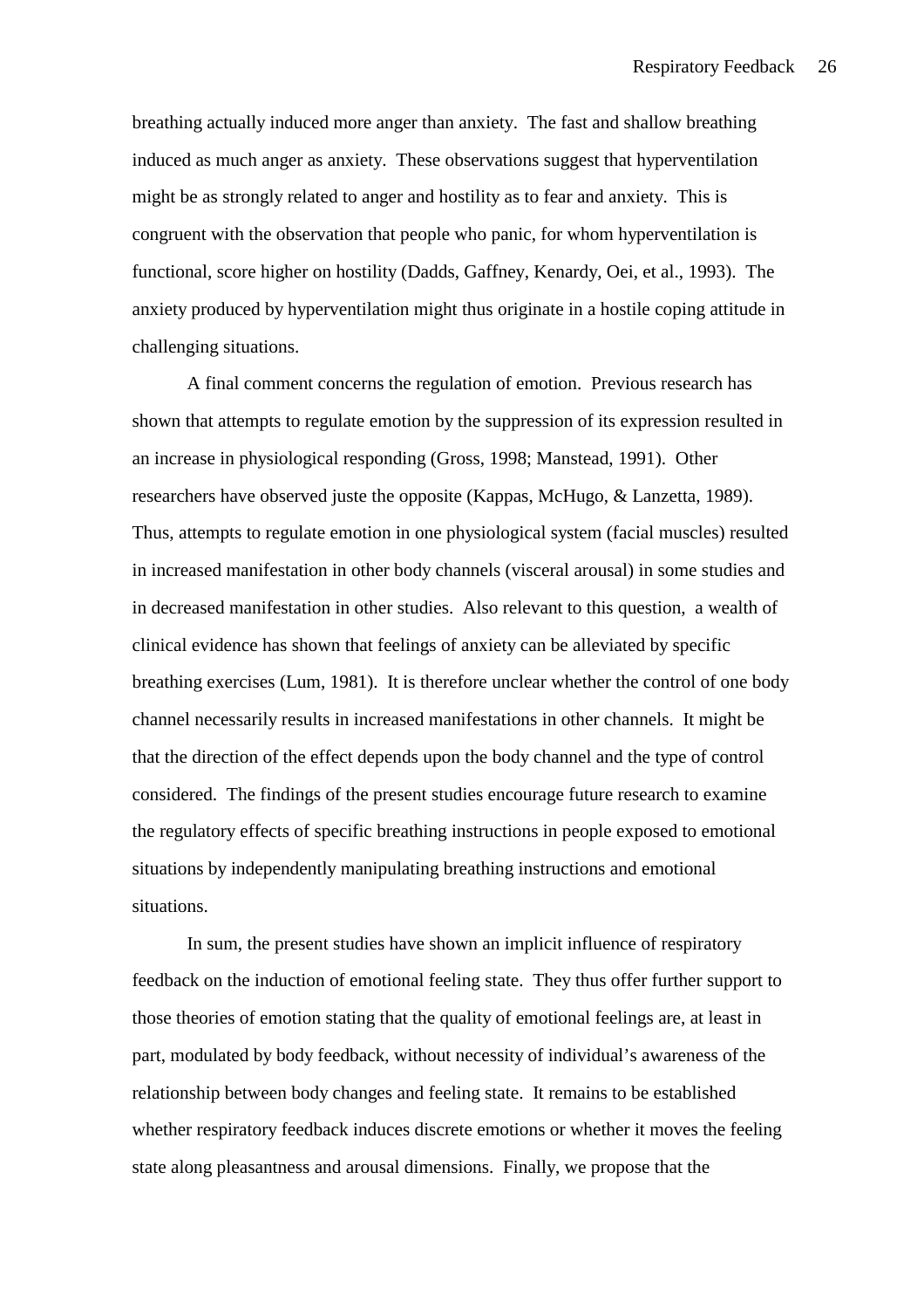breathing actually induced more anger than anxiety. The fast and shallow breathing induced as much anger as anxiety. These observations suggest that hyperventilation might be as strongly related to anger and hostility as to fear and anxiety. This is congruent with the observation that people who panic, for whom hyperventilation is functional, score higher on hostility (Dadds, Gaffney, Kenardy, Oei, et al., 1993). The anxiety produced by hyperventilation might thus originate in a hostile coping attitude in challenging situations.

A final comment concerns the regulation of emotion. Previous research has shown that attempts to regulate emotion by the suppression of its expression resulted in an increase in physiological responding (Gross, 1998; Manstead, 1991). Other researchers have observed juste the opposite (Kappas, McHugo, & Lanzetta, 1989). Thus, attempts to regulate emotion in one physiological system (facial muscles) resulted in increased manifestation in other body channels (visceral arousal) in some studies and in decreased manifestation in other studies. Also relevant to this question, a wealth of clinical evidence has shown that feelings of anxiety can be alleviated by specific breathing exercises (Lum, 1981). It is therefore unclear whether the control of one body channel necessarily results in increased manifestations in other channels. It might be that the direction of the effect depends upon the body channel and the type of control considered. The findings of the present studies encourage future research to examine the regulatory effects of specific breathing instructions in people exposed to emotional situations by independently manipulating breathing instructions and emotional situations.

In sum, the present studies have shown an implicit influence of respiratory feedback on the induction of emotional feeling state. They thus offer further support to those theories of emotion stating that the quality of emotional feelings are, at least in part, modulated by body feedback, without necessity of individual's awareness of the relationship between body changes and feeling state. It remains to be established whether respiratory feedback induces discrete emotions or whether it moves the feeling state along pleasantness and arousal dimensions. Finally, we propose that the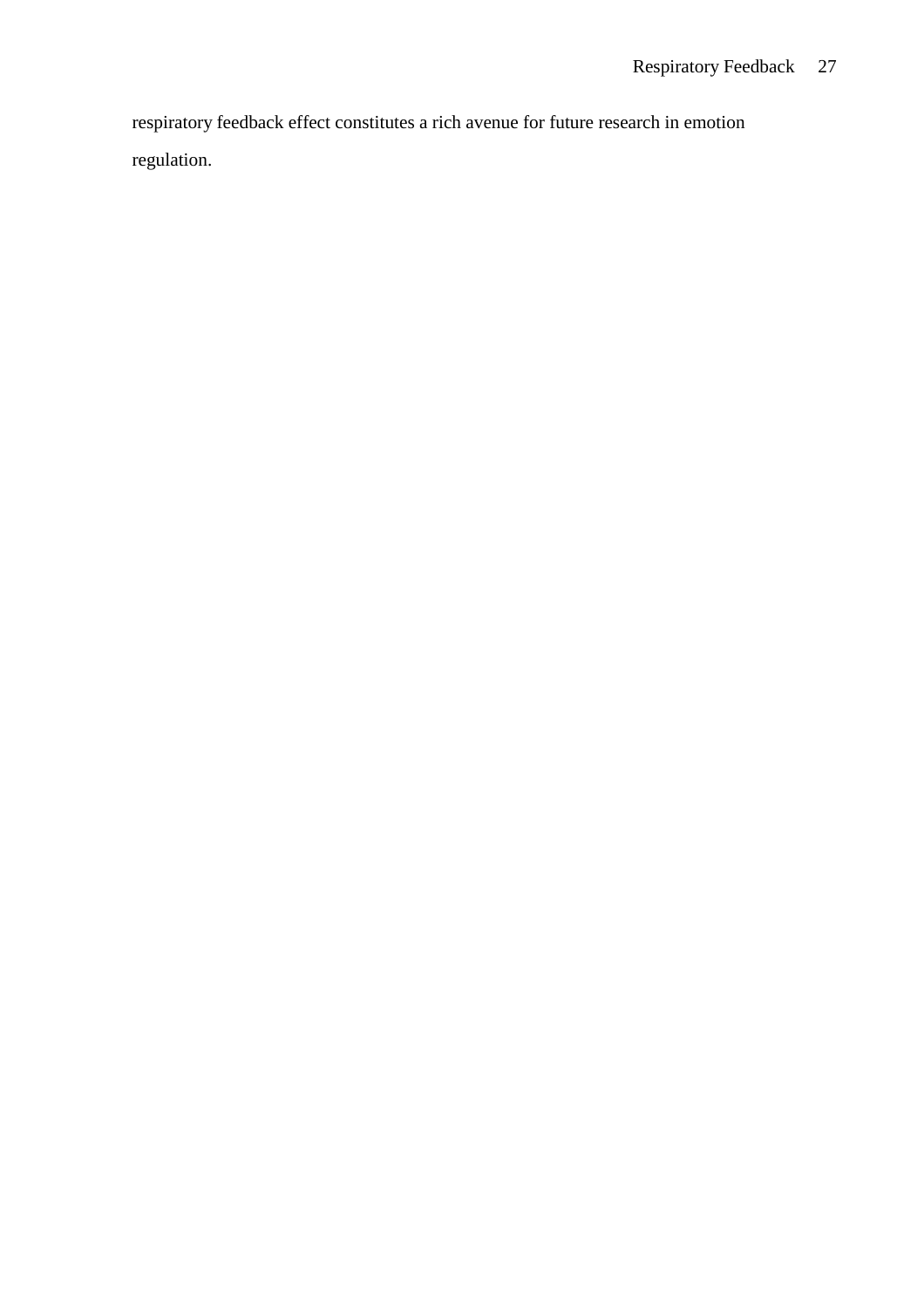respiratory feedback effect constitutes a rich avenue for future research in emotion regulation.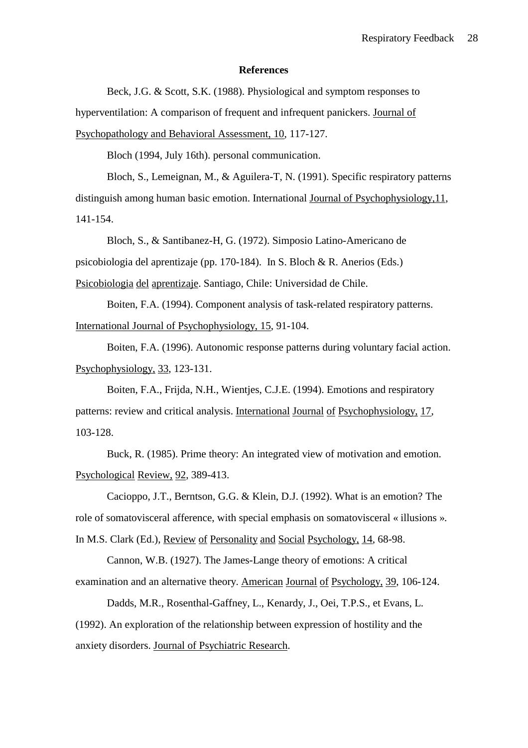**References**

Beck, J.G. & Scott, S.K. (1988). Physiological and symptom responses to hyperventilation: A comparison of frequent and infrequent panickers. Journal of Psychopathology and Behavioral Assessment, 10, 117-127.

Bloch (1994, July 16th). personal communication.

Bloch, S., Lemeignan, M., & Aguilera-T, N. (1991). Specific respiratory patterns distinguish among human basic emotion. International Journal of Psychophysiology,11, 141-154.

Bloch, S., & Santibanez-H, G. (1972). Simposio Latino-Americano de psicobiologia del aprentizaje (pp. 170-184). In S. Bloch & R. Anerios (Eds.) Psicobiologia del aprentizaje. Santiago, Chile: Universidad de Chile.

Boiten, F.A. (1994). Component analysis of task-related respiratory patterns. International Journal of Psychophysiology, 15, 91-104.

Boiten, F.A. (1996). Autonomic response patterns during voluntary facial action. Psychophysiology, 33, 123-131.

Boiten, F.A., Frijda, N.H., Wientjes, C.J.E. (1994). Emotions and respiratory patterns: review and critical analysis. International Journal of Psychophysiology, 17, 103-128.

Buck, R. (1985). Prime theory: An integrated view of motivation and emotion. Psychological Review, 92, 389-413.

Cacioppo, J.T., Berntson, G.G. & Klein, D.J. (1992). What is an emotion? The role of somatovisceral afference, with special emphasis on somatovisceral « illusions ». In M.S. Clark (Ed.), Review of Personality and Social Psychology, 14, 68-98.

Cannon, W.B. (1927). The James-Lange theory of emotions: A critical examination and an alternative theory. American Journal of Psychology, 39, 106-124.

Dadds, M.R., Rosenthal-Gaffney, L., Kenardy, J., Oei, T.P.S., et Evans, L. (1992). An exploration of the relationship between expression of hostility and the anxiety disorders. Journal of Psychiatric Research.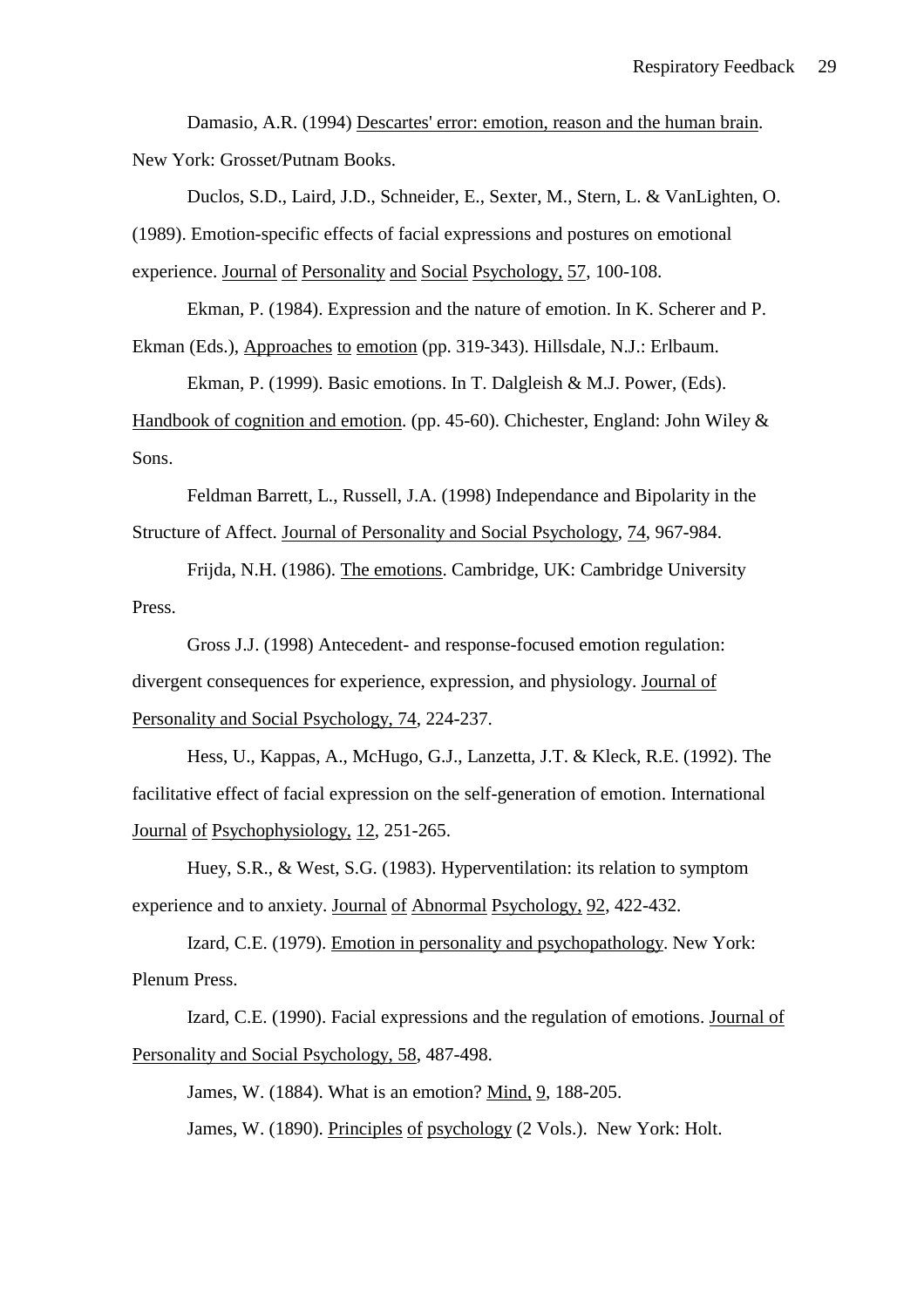Damasio, A.R. (1994) Descartes' error: emotion, reason and the human brain. New York: Grosset/Putnam Books.

Duclos, S.D., Laird, J.D., Schneider, E., Sexter, M., Stern, L. & VanLighten, O. (1989). Emotion-specific effects of facial expressions and postures on emotional experience. Journal of Personality and Social Psychology, 57, 100-108.

Ekman, P. (1984). Expression and the nature of emotion. In K. Scherer and P. Ekman (Eds.), Approaches to emotion (pp. 319-343). Hillsdale, N.J.: Erlbaum.

Ekman, P. (1999). Basic emotions. In T. Dalgleish & M.J. Power, (Eds). Handbook of cognition and emotion. (pp. 45-60). Chichester, England: John Wiley & Sons.

Feldman Barrett, L., Russell, J.A. (1998) Independance and Bipolarity in the Structure of Affect. Journal of Personality and Social Psychology, 74, 967-984.

Frijda, N.H. (1986). The emotions. Cambridge, UK: Cambridge University Press.

Gross J.J. (1998) Antecedent- and response-focused emotion regulation: divergent consequences for experience, expression, and physiology. Journal of Personality and Social Psychology, 74, 224-237.

Hess, U., Kappas, A., McHugo, G.J., Lanzetta, J.T. & Kleck, R.E. (1992). The facilitative effect of facial expression on the self-generation of emotion. International Journal of Psychophysiology, 12, 251-265.

Huey, S.R., & West, S.G. (1983). Hyperventilation: its relation to symptom experience and to anxiety. Journal of Abnormal Psychology, 92, 422-432.

Izard, C.E. (1979). Emotion in personality and psychopathology. New York: Plenum Press.

Izard, C.E. (1990). Facial expressions and the regulation of emotions. Journal of Personality and Social Psychology, 58, 487-498.

James, W. (1884). What is an emotion? Mind, 9, 188-205.

James, W. (1890). Principles of psychology (2 Vols.). New York: Holt.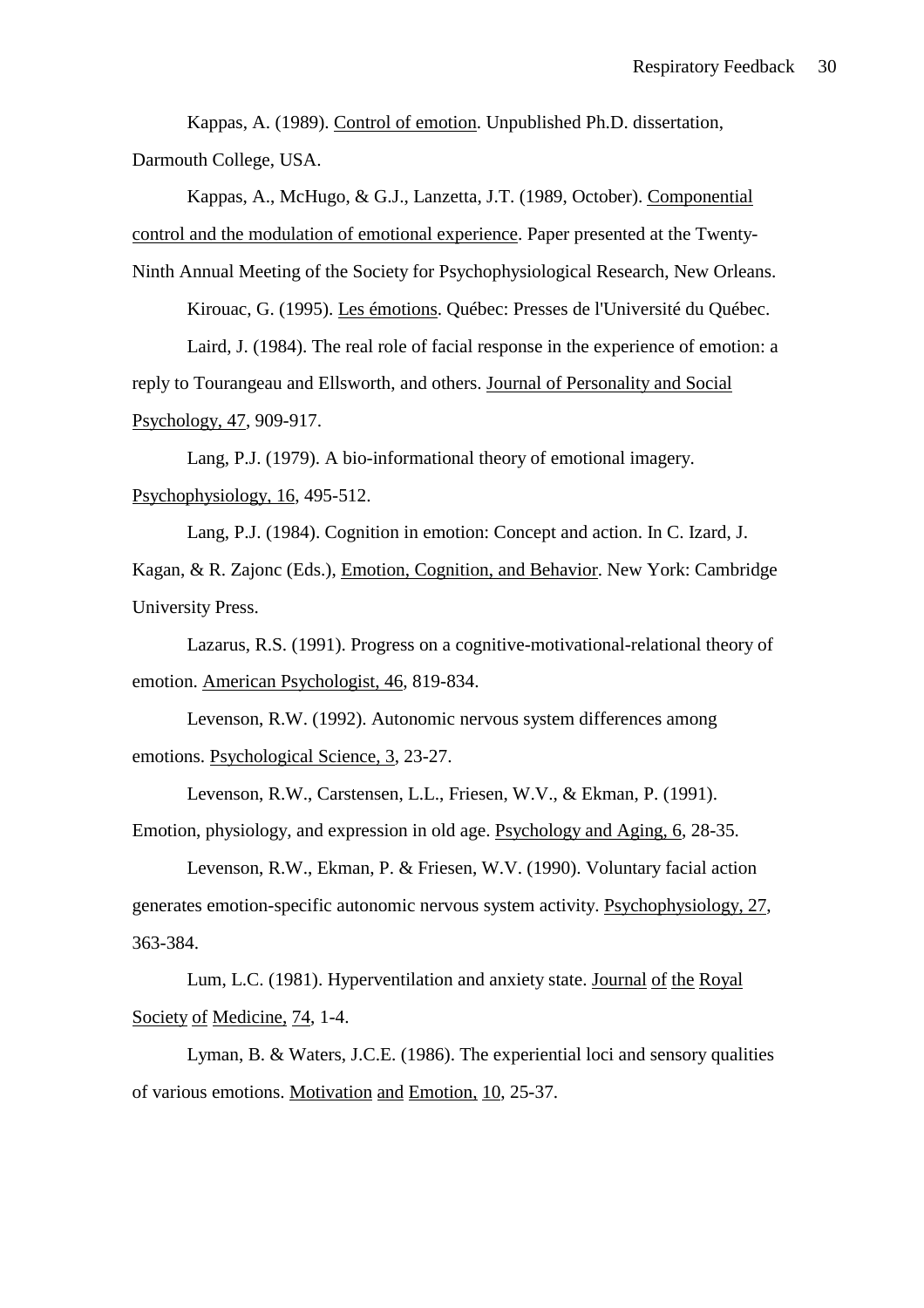Kappas, A. (1989). Control of emotion. Unpublished Ph.D. dissertation, Darmouth College, USA.

Kappas, A., McHugo, & G.J., Lanzetta, J.T. (1989, October). Componential control and the modulation of emotional experience. Paper presented at the Twenty-Ninth Annual Meeting of the Society for Psychophysiological Research, New Orleans.

Kirouac, G. (1995). Les émotions. Québec: Presses de l'Université du Québec.

Laird, J. (1984). The real role of facial response in the experience of emotion: a reply to Tourangeau and Ellsworth, and others. Journal of Personality and Social Psychology, 47, 909-917.

Lang, P.J. (1979). A bio-informational theory of emotional imagery. Psychophysiology, 16, 495-512.

Lang, P.J. (1984). Cognition in emotion: Concept and action. In C. Izard, J. Kagan, & R. Zajonc (Eds.), Emotion, Cognition, and Behavior. New York: Cambridge University Press.

Lazarus, R.S. (1991). Progress on a cognitive-motivational-relational theory of emotion. American Psychologist, 46, 819-834.

Levenson, R.W. (1992). Autonomic nervous system differences among emotions. Psychological Science, 3, 23-27.

Levenson, R.W., Carstensen, L.L., Friesen, W.V., & Ekman, P. (1991). Emotion, physiology, and expression in old age. Psychology and Aging, 6, 28-35.

Levenson, R.W., Ekman, P. & Friesen, W.V. (1990). Voluntary facial action generates emotion-specific autonomic nervous system activity. Psychophysiology, 27, 363-384.

Lum, L.C. (1981). Hyperventilation and anxiety state. Journal of the Royal Society of Medicine, 74, 1-4.

Lyman, B. & Waters, J.C.E. (1986). The experiential loci and sensory qualities of various emotions. Motivation and Emotion, 10, 25-37.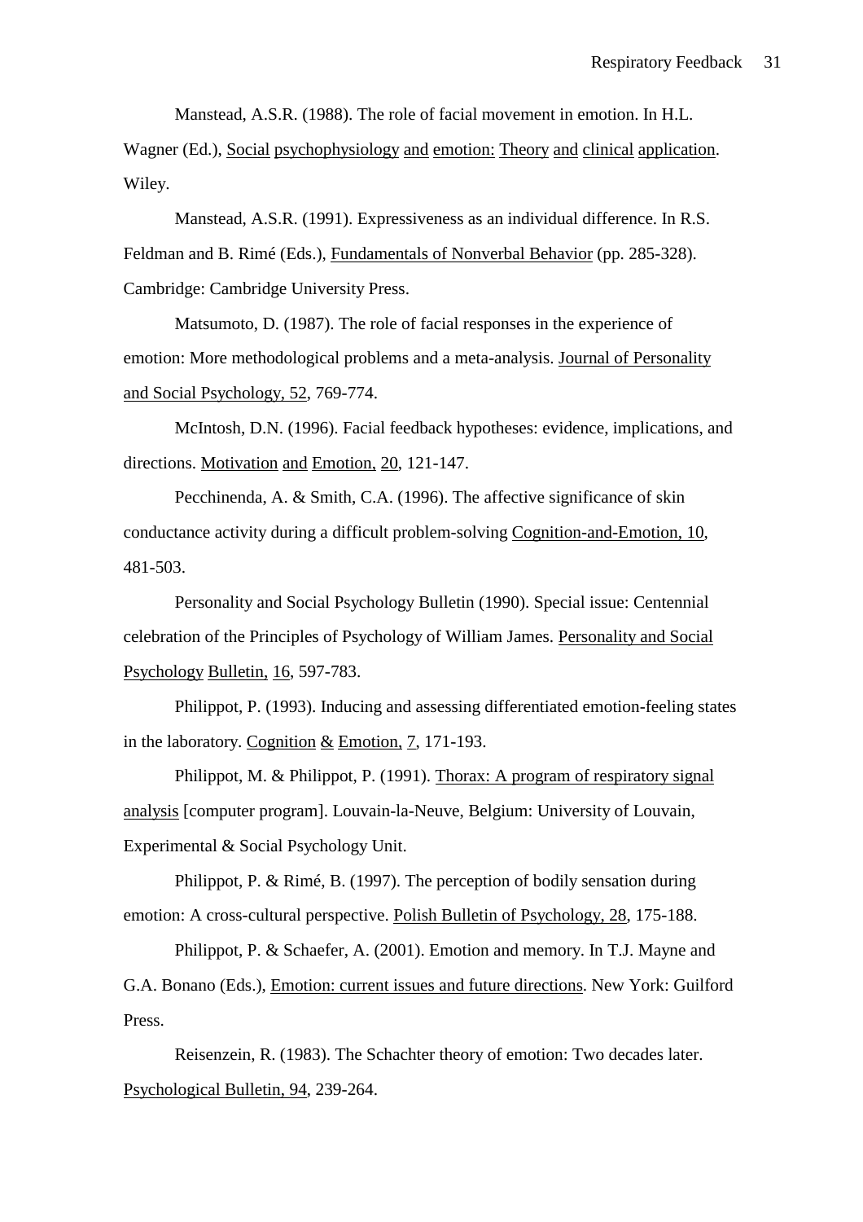Manstead, A.S.R. (1988). The role of facial movement in emotion. In H.L. Wagner (Ed.), Social psychophysiology and emotion: Theory and clinical application. Wiley.

Manstead, A.S.R. (1991). Expressiveness as an individual difference. In R.S. Feldman and B. Rimé (Eds.), Fundamentals of Nonverbal Behavior (pp. 285-328). Cambridge: Cambridge University Press.

Matsumoto, D. (1987). The role of facial responses in the experience of emotion: More methodological problems and a meta-analysis. Journal of Personality and Social Psychology, 52, 769-774.

McIntosh, D.N. (1996). Facial feedback hypotheses: evidence, implications, and directions. Motivation and Emotion, 20, 121-147.

Pecchinenda, A. & Smith, C.A. (1996). The affective significance of skin conductance activity during a difficult problem-solving Cognition-and-Emotion, 10, 481-503.

Personality and Social Psychology Bulletin (1990). Special issue: Centennial celebration of the Principles of Psychology of William James. Personality and Social Psychology Bulletin, 16, 597-783.

Philippot, P. (1993). Inducing and assessing differentiated emotion-feeling states in the laboratory. Cognition & Emotion, 7, 171-193.

Philippot, M. & Philippot, P. (1991). Thorax: A program of respiratory signal analysis [computer program]. Louvain-la-Neuve, Belgium: University of Louvain, Experimental & Social Psychology Unit.

Philippot, P. & Rimé, B. (1997). The perception of bodily sensation during emotion: A cross-cultural perspective. Polish Bulletin of Psychology, 28, 175-188.

Philippot, P. & Schaefer, A. (2001). Emotion and memory. In T.J. Mayne and G.A. Bonano (Eds.), Emotion: current issues and future directions. New York: Guilford Press.

Reisenzein, R. (1983). The Schachter theory of emotion: Two decades later. Psychological Bulletin, 94, 239-264.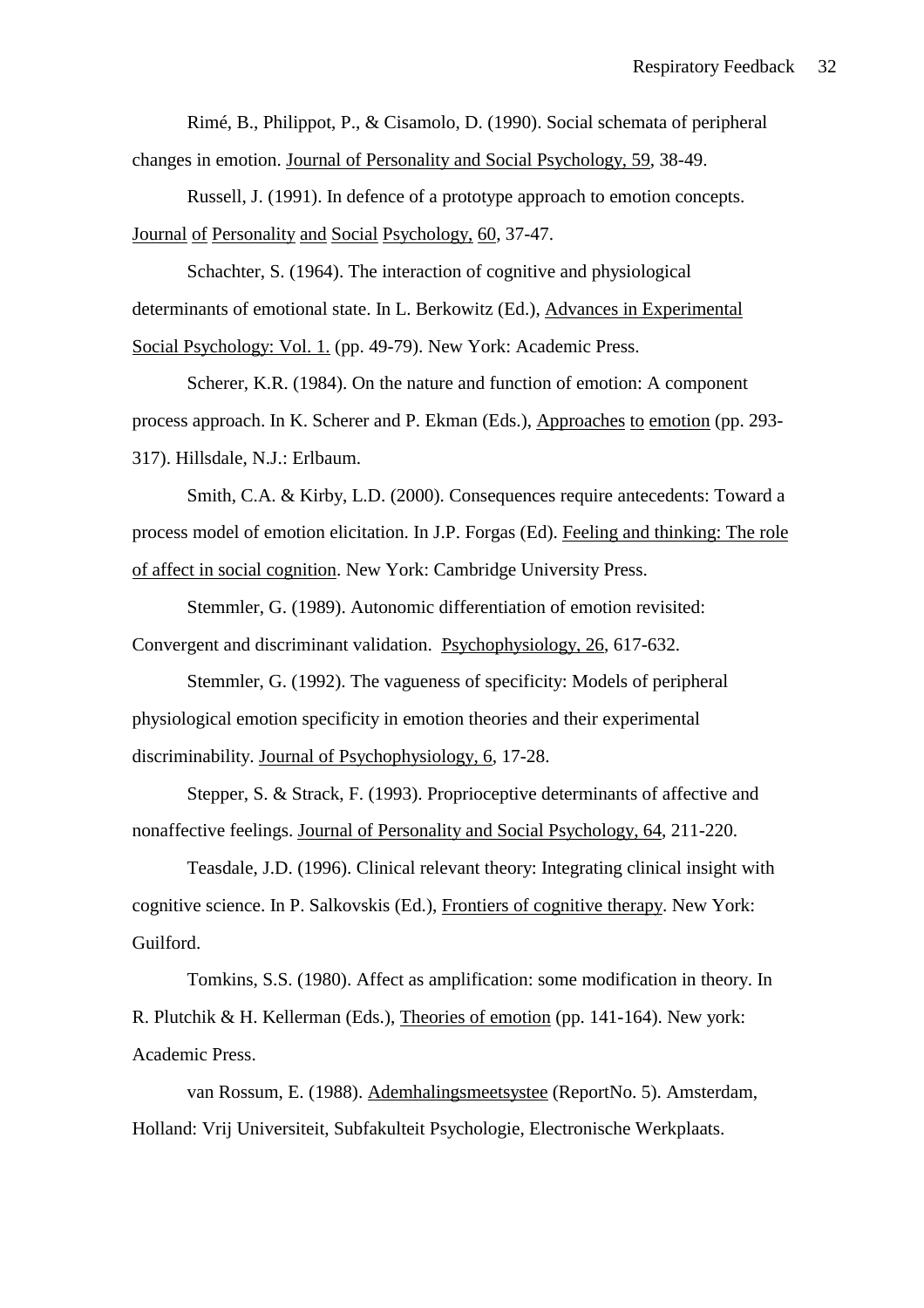Rimé, B., Philippot, P., & Cisamolo, D. (1990). Social schemata of peripheral changes in emotion. Journal of Personality and Social Psychology, 59, 38-49.

Russell, J. (1991). In defence of a prototype approach to emotion concepts. Journal of Personality and Social Psychology, 60, 37-47.

Schachter, S. (1964). The interaction of cognitive and physiological determinants of emotional state. In L. Berkowitz (Ed.), Advances in Experimental Social Psychology: Vol. 1. (pp. 49-79). New York: Academic Press.

Scherer, K.R. (1984). On the nature and function of emotion: A component process approach. In K. Scherer and P. Ekman (Eds.), Approaches to emotion (pp. 293-317). Hillsdale, N.J.: Erlbaum.

Smith, C.A. & Kirby, L.D. (2000). Consequences require antecedents: Toward a process model of emotion elicitation. In J.P. Forgas (Ed). Feeling and thinking: The role of affect in social cognition. New York: Cambridge University Press.

Stemmler, G. (1989). Autonomic differentiation of emotion revisited: Convergent and discriminant validation. Psychophysiology, 26, 617-632.

Stemmler, G. (1992). The vagueness of specificity: Models of peripheral physiological emotion specificity in emotion theories and their experimental discriminability. Journal of Psychophysiology, 6, 17-28.

Stepper, S. & Strack, F. (1993). Proprioceptive determinants of affective and nonaffective feelings. Journal of Personality and Social Psychology, 64, 211-220.

Teasdale, J.D. (1996). Clinical relevant theory: Integrating clinical insight with cognitive science. In P. Salkovskis (Ed.), Frontiers of cognitive therapy. New York: Guilford.

Tomkins, S.S. (1980). Affect as amplification: some modification in theory. In R. Plutchik & H. Kellerman (Eds.), Theories of emotion (pp. 141-164). New york: Academic Press.

van Rossum, E. (1988). Ademhalingsmeetsystee (ReportNo. 5). Amsterdam, Holland: Vrij Universiteit, Subfakulteit Psychologie, Electronische Werkplaats.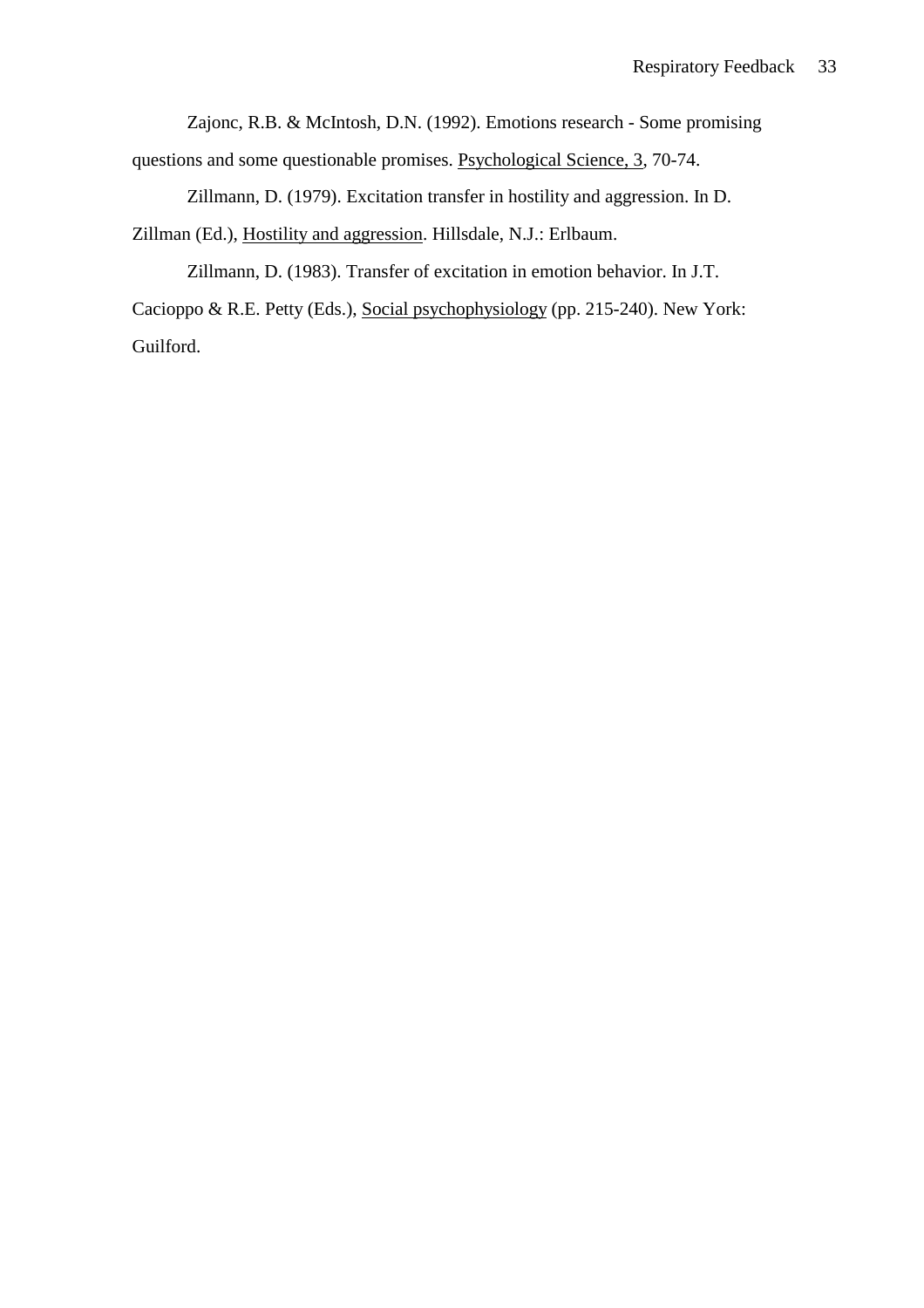Zajonc, R.B. & McIntosh, D.N. (1992). Emotions research - Some promising questions and some questionable promises. Psychological Science, 3, 70-74.

Zillmann, D. (1979). Excitation transfer in hostility and aggression. In D. Zillman (Ed.), Hostility and aggression. Hillsdale, N.J.: Erlbaum.

Zillmann, D. (1983). Transfer of excitation in emotion behavior. In J.T. Cacioppo & R.E. Petty (Eds.), Social psychophysiology (pp. 215-240). New York: Guilford.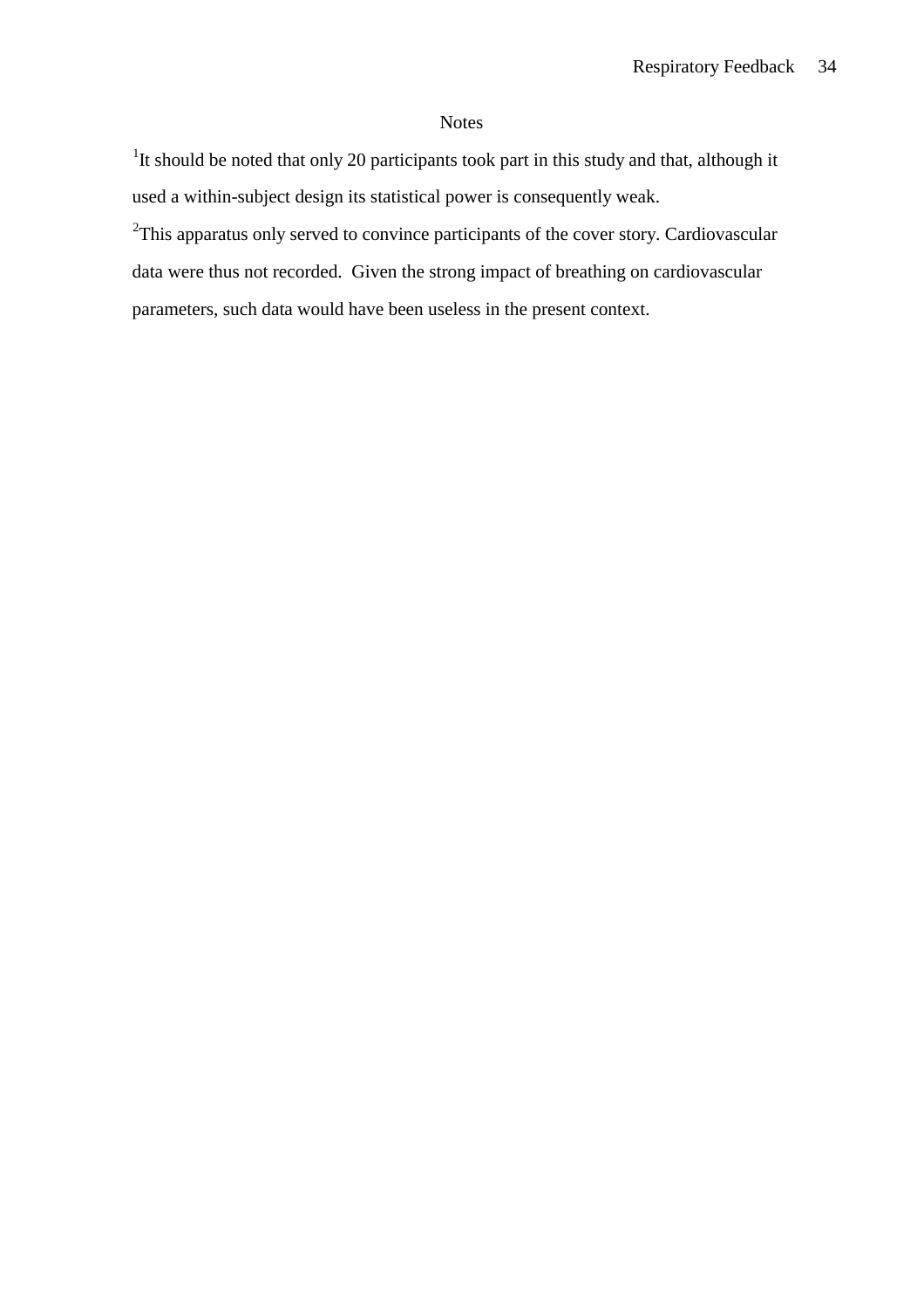# Notes

[1]It should be noted that only 20 participants took part in this study and that, although it used a within-subject design its statistical power is consequently weak.

[2]This apparatus only served to convince participants of the cover story. Cardiovascular data were thus not recorded. Given the strong impact of breathing on cardiovascular parameters, such data would have been useless in the present context.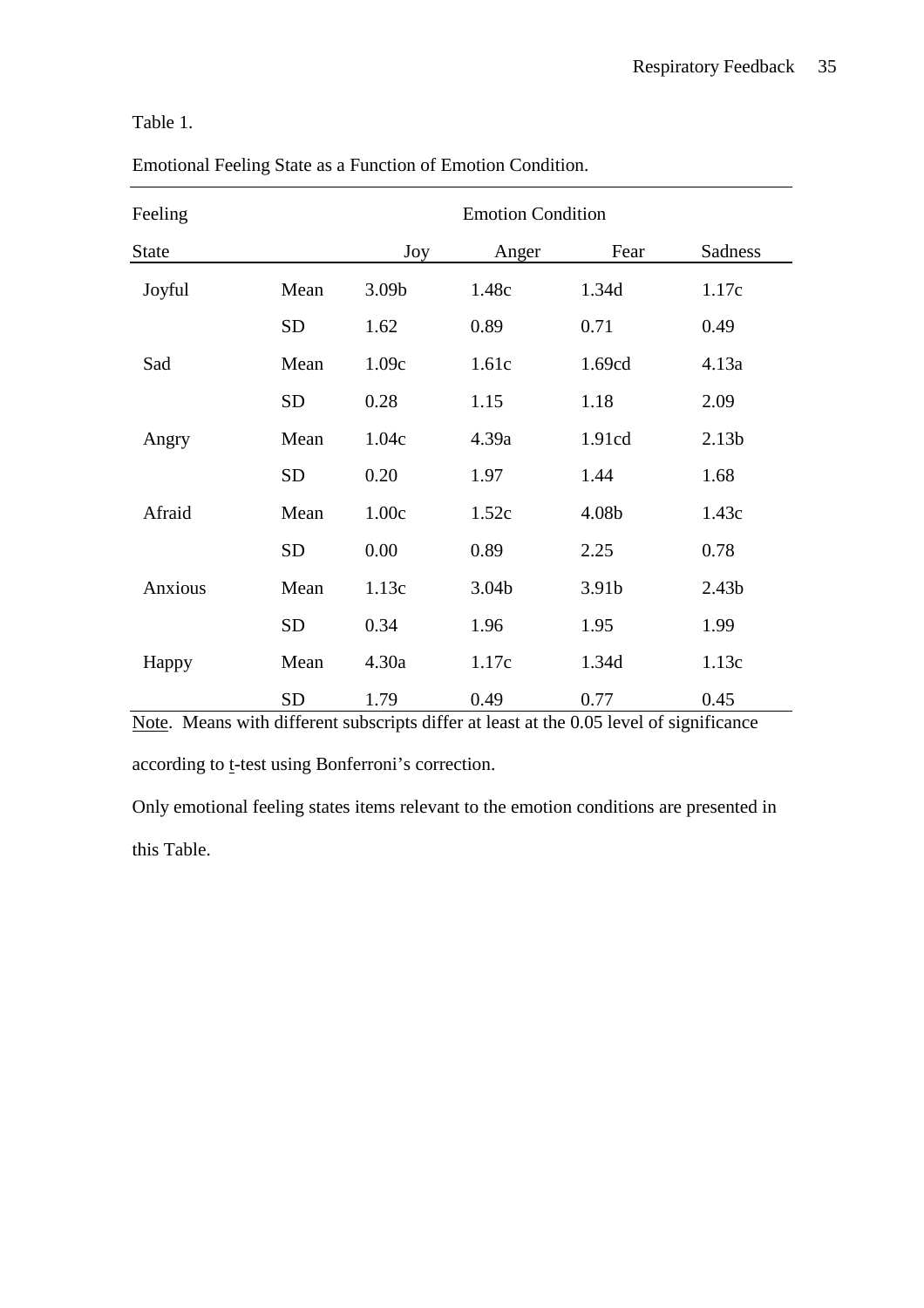Table 1.

Emotional Feeling State as a Function of Emotion Condition.

| Feeling State | | Emotion Condition | | | |
|---|---|---|---|---|---|
| | | Joy | Anger | Fear | Sadness |
| Joyful | Mean | 3.09b | 1.48c | 1.34d | 1.17c |
| | SD | 1.62 | 0.89 | 0.71 | 0.49 |
| Sad | Mean | 1.09c | 1.61c | 1.69cd | 4.13a |
| | SD | 0.28 | 1.15 | 1.18 | 2.09 |
| Angry | Mean | 1.04c | 4.39a | 1.91cd | 2.13b |
| | SD | 0.20 | 1.97 | 1.44 | 1.68 |
| Afraid | Mean | 1.00c | 1.52c | 4.08b | 1.43c |
| | SD | 0.00 | 0.89 | 2.25 | 0.78 |
| Anxious | Mean | 1.13c | 3.04b | 3.91b | 2.43b |
| | SD | 0.34 | 1.96 | 1.95 | 1.99 |
| Happy | Mean | 4.30a | 1.17c | 1.34d | 1.13c |
| | SD | 1.79 | 0.49 | 0.77 | 0.45 |

Note. Means with different subscripts differ at least at the 0.05 level of significance according to *t*-test using Bonferroni's correction.

Only emotional feeling states items relevant to the emotion conditions are presented in this Table.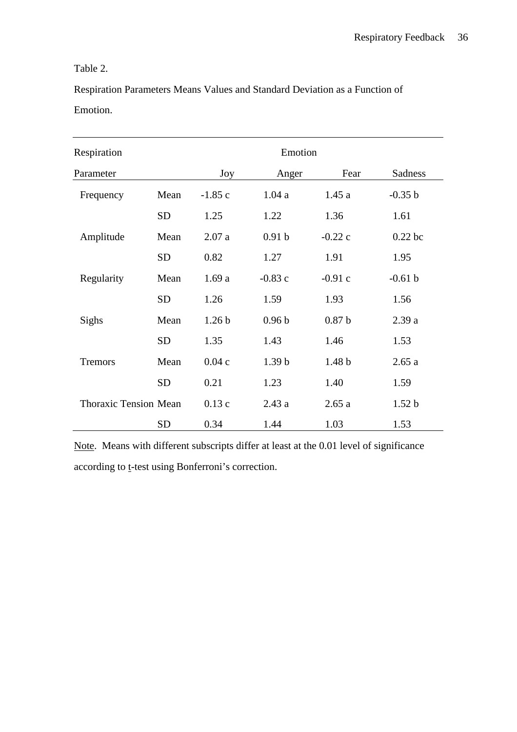Table 2.

Respiration Parameters Means Values and Standard Deviation as a Function of Emotion.

| Respiration Parameter | | Emotion | | | |
|---|---|---|---|---|---|
| | | Joy | Anger | Fear | Sadness |
| Frequency | Mean | -1.85 c | 1.04 a | 1.45 a | -0.35 b |
| | SD | 1.25 | 1.22 | 1.36 | 1.61 |
| Amplitude | Mean | 2.07 a | 0.91 b | -0.22 c | 0.22 bc |
| | SD | 0.82 | 1.27 | 1.91 | 1.95 |
| Regularity | Mean | 1.69 a | -0.83 c | -0.91 c | -0.61 b |
| | SD | 1.26 | 1.59 | 1.93 | 1.56 |
| Sighs | Mean | 1.26 b | 0.96 b | 0.87 b | 2.39 a |
| | SD | 1.35 | 1.43 | 1.46 | 1.53 |
| Tremors | Mean | 0.04 c | 1.39 b | 1.48 b | 2.65 a |
| | SD | 0.21 | 1.23 | 1.40 | 1.59 |
| Thoracic Tension | Mean | 0.13 c | 2.43 a | 2.65 a | 1.52 b |
| | SD | 0.34 | 1.44 | 1.03 | 1.53 |

Note. Means with different subscripts differ at least at the 0.01 level of significance according to *t*-test using Bonferroni's correction.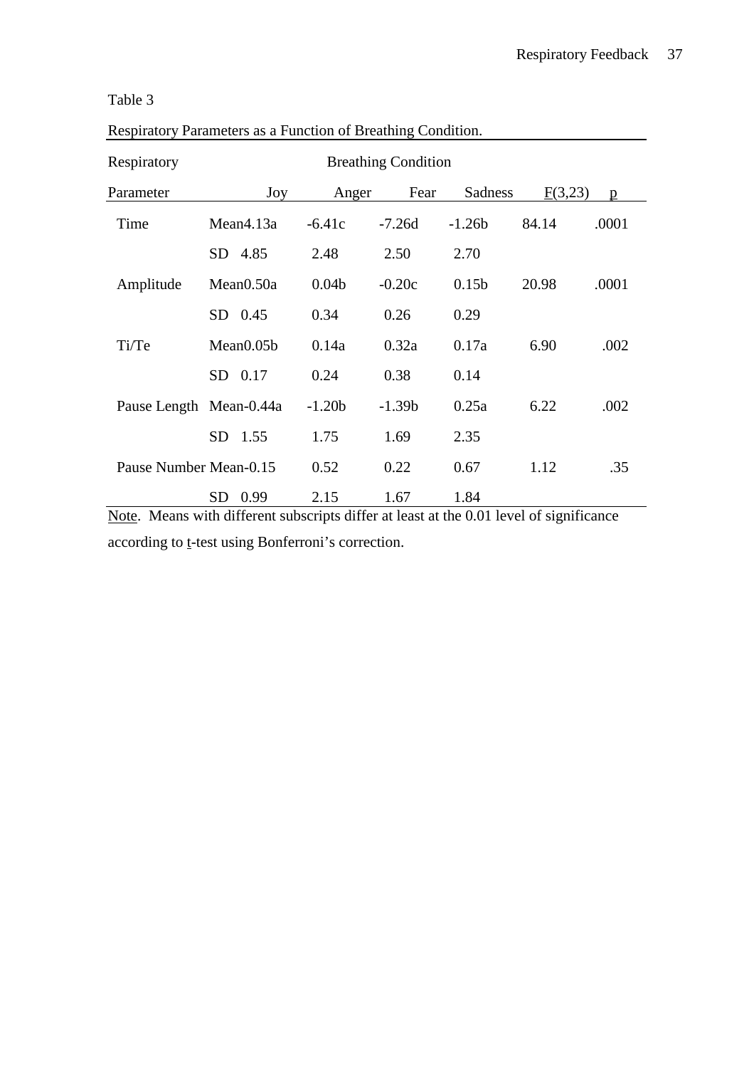Table 3

Respiratory Parameters as a Function of Breathing Condition.

| Respiratory Parameter | | Joy | Anger | Fear | Sadness | $F(3,23)$ | $p$ |
|---|---|---|---|---|---|---|---|
| Time | Mean | 4.13a | -6.41c | -7.26d | -1.26b | 84.14 | .0001 |
| | SD | 4.85 | 2.48 | 2.50 | 2.70 | | |
| Amplitude | Mean | 0.50a | 0.04b | -0.20c | 0.15b | 20.98 | .0001 |
| | SD | 0.45 | 0.34 | 0.26 | 0.29 | | |
| Ti/Te | Mean | 0.05b | 0.14a | 0.32a | 0.17a | 6.90 | .002 |
| | SD | 0.17 | 0.24 | 0.38 | 0.14 | | |
| Pause Length | Mean | -0.44a | -1.20b | -1.39b | 0.25a | 6.22 | .002 |
| | SD | 1.55 | 1.75 | 1.69 | 2.35 | | |
| Pause Number | Mean | -0.15 | 0.52 | 0.22 | 0.67 | 1.12 | .35 |
| | SD | 0.99 | 2.15 | 1.67 | 1.84 | | |

Note. Means with different subscripts differ at least at the 0.01 level of significance according to t-test using Bonferroni's correction.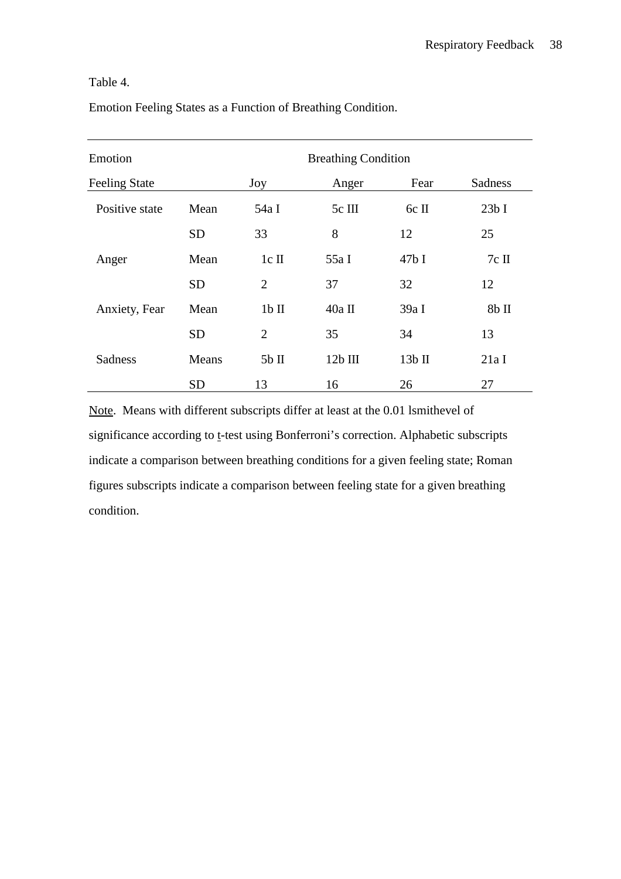Table 4.

Emotion Feeling States as a Function of Breathing Condition.

| Emotion Feeling State | | Breathing Condition Joy | Anger | Fear | Sadness |
|---|---|---|---|---|---|
| Positive state | Mean | 54a I | 5c III | 6c II | 23b I |
| | SD | 33 | 8 | 12 | 25 |
| Anger | Mean | 1c II | 55a I | 47b I | 7c II |
| | SD | 2 | 37 | 32 | 12 |
| Anxiety, Fear | Mean | 1b II | 40a II | 39a I | 8b II |
| | SD | 2 | 35 | 34 | 13 |
| Sadness | Means | 5b II | 12b III | 13b II | 21a I |
| | SD | 13 | 16 | 26 | 27 |

Note. Means with different subscripts differ at least at the 0.01 lsmithevel of significance according to t-test using Bonferroni's correction. Alphabetic subscripts indicate a comparison between breathing conditions for a given feeling state; Roman figures subscripts indicate a comparison between feeling state for a given breathing condition.